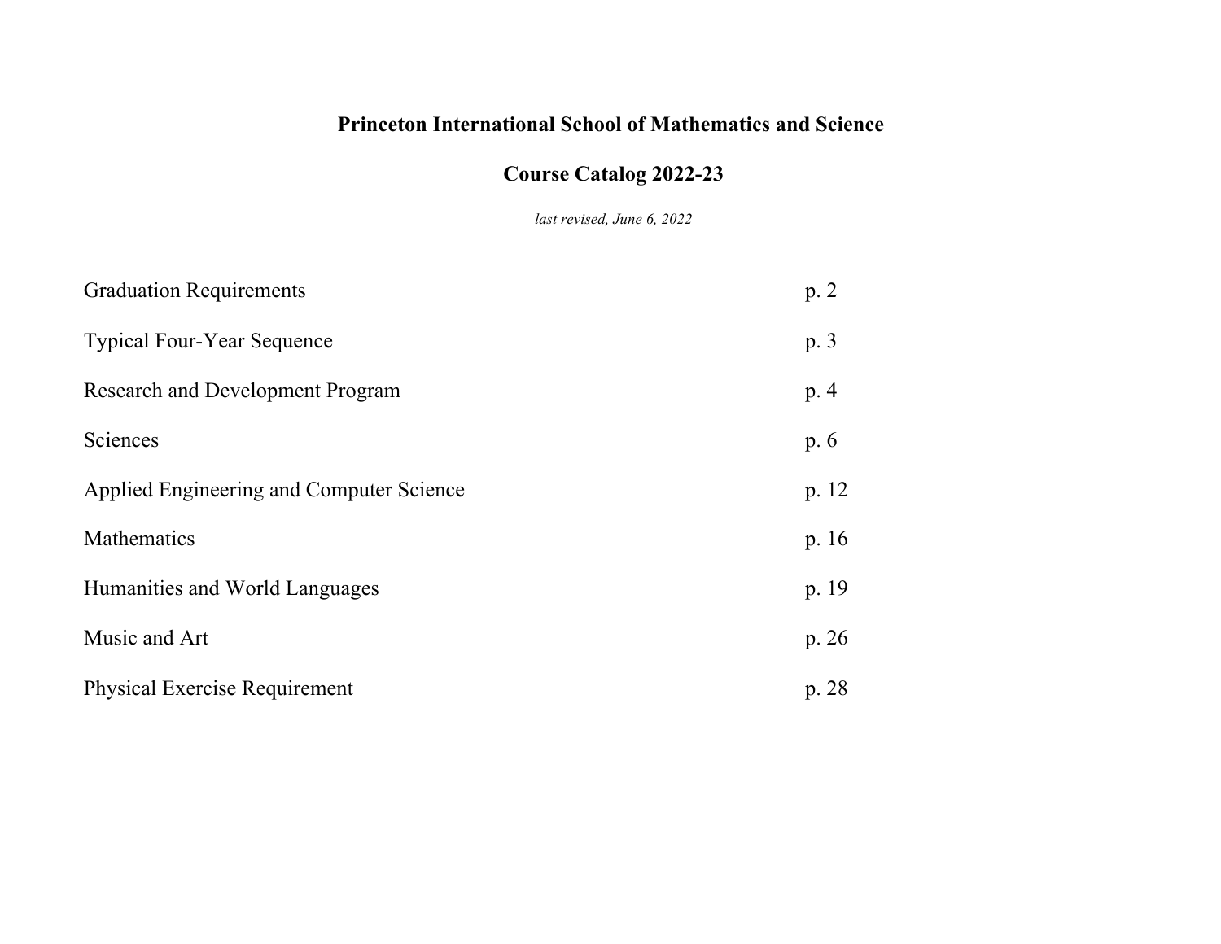# Princeton International School of Mathematics and Science

## Course Catalog 2022-23

*last revised, June 6, 2022*

| | |
|---|---|
| Graduation Requirements | p. 2 |
| Typical Four-Year Sequence | p. 3 |
| Research and Development Program | p. 4 |
| Sciences | p. 6 |
| Applied Engineering and Computer Science | p. 12 |
| Mathematics | p. 16 |
| Humanities and World Languages | p. 19 |
| Music and Art | p. 26 |
| Physical Exercise Requirement | p. 28 |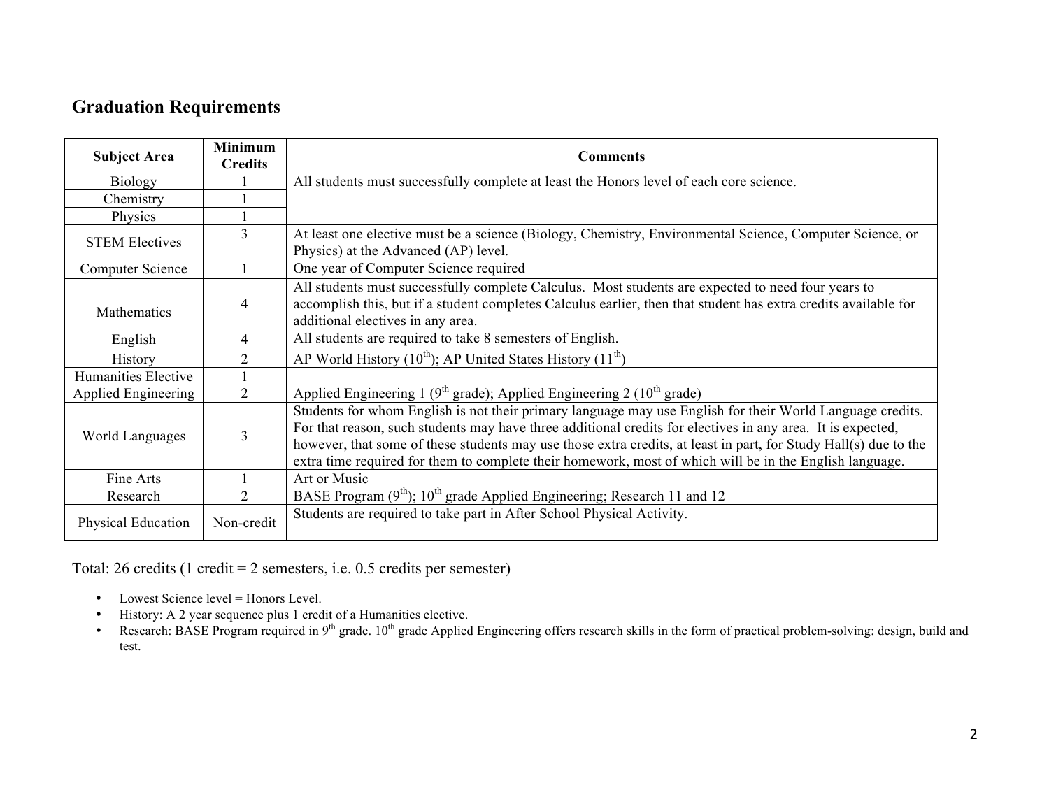## Graduation Requirements

| Subject Area | Minimum Credits | Comments |
|---|---|---|
| Biology | 1 | All students must successfully complete at least the Honors level of each core science. |
| Chemistry | 1 | |
| Physics | 1 | |
| STEM Electives | 3 | At least one elective must be a science (Biology, Chemistry, Environmental Science, Computer Science, or Physics) at the Advanced (AP) level. |
| Computer Science | 1 | One year of Computer Science required |
| Mathematics | 4 | All students must successfully complete Calculus. Most students are expected to need four years to accomplish this, but if a student completes Calculus earlier, then that student has extra credits available for additional electives in any area. |
| English | 4 | All students are required to take 8 semesters of English. |
| History | 2 | AP World History (10th); AP United States History (11th) |
| Humanities Elective | 1 | |
| Applied Engineering | 2 | Applied Engineering 1 (9th grade); Applied Engineering 2 (10th grade) |
| World Languages | 3 | Students for whom English is not their primary language may use English for their World Language credits. For that reason, such students may have three additional credits for electives in any area. It is expected, however, that some of these students may use those extra credits, at least in part, for Study Hall(s) due to the extra time required for them to complete their homework, most of which will be in the English language. |
| Fine Arts | 1 | Art or Music |
| Research | 2 | BASE Program (9th); 10th grade Applied Engineering; Research 11 and 12 |
| Physical Education | Non-credit | Students are required to take part in After School Physical Activity. |

Total: 26 credits (1 credit = 2 semesters, i.e. 0.5 credits per semester)

- Lowest Science level = Honors Level.
- History: A 2 year sequence plus 1 credit of a Humanities elective.
- Research: BASE Program required in 9th grade. 10th grade Applied Engineering offers research skills in the form of practical problem-solving: design, build and test.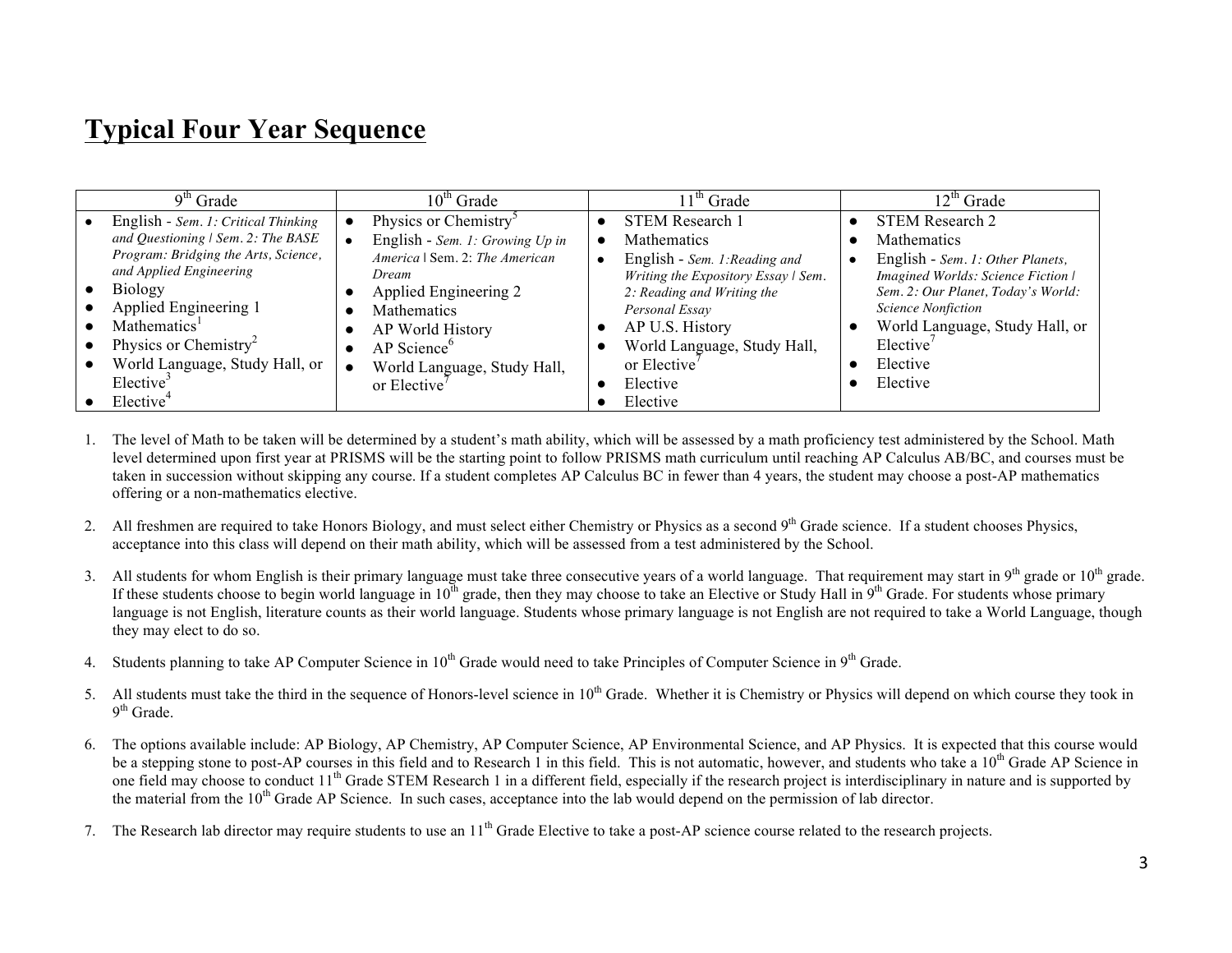## Typical Four Year Sequence

| 9th Grade | 10th Grade | 11th Grade | 12th Grade |
|---|---|---|---|
| • English - *Sem. 1: Critical Thinking and Questioning \| Sem. 2: The BASE Program: Bridging the Arts, Science, and Applied Engineering*<br>• Biology<br>• Applied Engineering 1<br>• Mathematics[1]<br>• Physics or Chemistry[2]<br>• World Language, Study Hall, or Elective[3]<br>• Elective[4] | • Physics or Chemistry[5]<br>• English - *Sem. 1: Growing Up in America* \| Sem. 2: *The American Dream*<br>• Applied Engineering 2<br>• Mathematics<br>• AP World History<br>• AP Science[6]<br>• World Language, Study Hall, or Elective[7] | • STEM Research 1<br>• Mathematics<br>• English - *Sem. 1:Reading and Writing the Expository Essay \| Sem. 2: Reading and Writing the Personal Essay*<br>• AP U.S. History<br>• World Language, Study Hall, or Elective[7]<br>• Elective<br>• Elective | • STEM Research 2<br>• Mathematics<br>• English - *Sem. 1: Other Planets, Imagined Worlds: Science Fiction \| Sem. 2: Our Planet, Today's World: Science Nonfiction*<br>• World Language, Study Hall, or Elective[7]<br>• Elective<br>• Elective |

1. The level of Math to be taken will be determined by a student's math ability, which will be assessed by a math proficiency test administered by the School. Math level determined upon first year at PRISMS will be the starting point to follow PRISMS math curriculum until reaching AP Calculus AB/BC, and courses must be taken in succession without skipping any course. If a student completes AP Calculus BC in fewer than 4 years, the student may choose a post-AP mathematics offering or a non-mathematics elective.

2. All freshmen are required to take Honors Biology, and must select either Chemistry or Physics as a second 9th Grade science. If a student chooses Physics, acceptance into this class will depend on their math ability, which will be assessed from a test administered by the School.

3. All students for whom English is their primary language must take three consecutive years of a world language. That requirement may start in 9th grade or 10th grade. If these students choose to begin world language in 10th grade, then they may choose to take an Elective or Study Hall in 9th Grade. For students whose primary language is not English, literature counts as their world language. Students whose primary language is not English are not required to take a World Language, though they may elect to do so.

4. Students planning to take AP Computer Science in 10th Grade would need to take Principles of Computer Science in 9th Grade.

5. All students must take the third in the sequence of Honors-level science in 10th Grade. Whether it is Chemistry or Physics will depend on which course they took in 9th Grade.

6. The options available include: AP Biology, AP Chemistry, AP Computer Science, AP Environmental Science, and AP Physics. It is expected that this course would be a stepping stone to post-AP courses in this field and to Research 1 in this field. This is not automatic, however, and students who take a 10th Grade AP Science in one field may choose to conduct 11th Grade STEM Research 1 in a different field, especially if the research project is interdisciplinary in nature and is supported by the material from the 10th Grade AP Science. In such cases, acceptance into the lab would depend on the permission of lab director.

7. The Research lab director may require students to use an 11th Grade Elective to take a post-AP science course related to the research projects.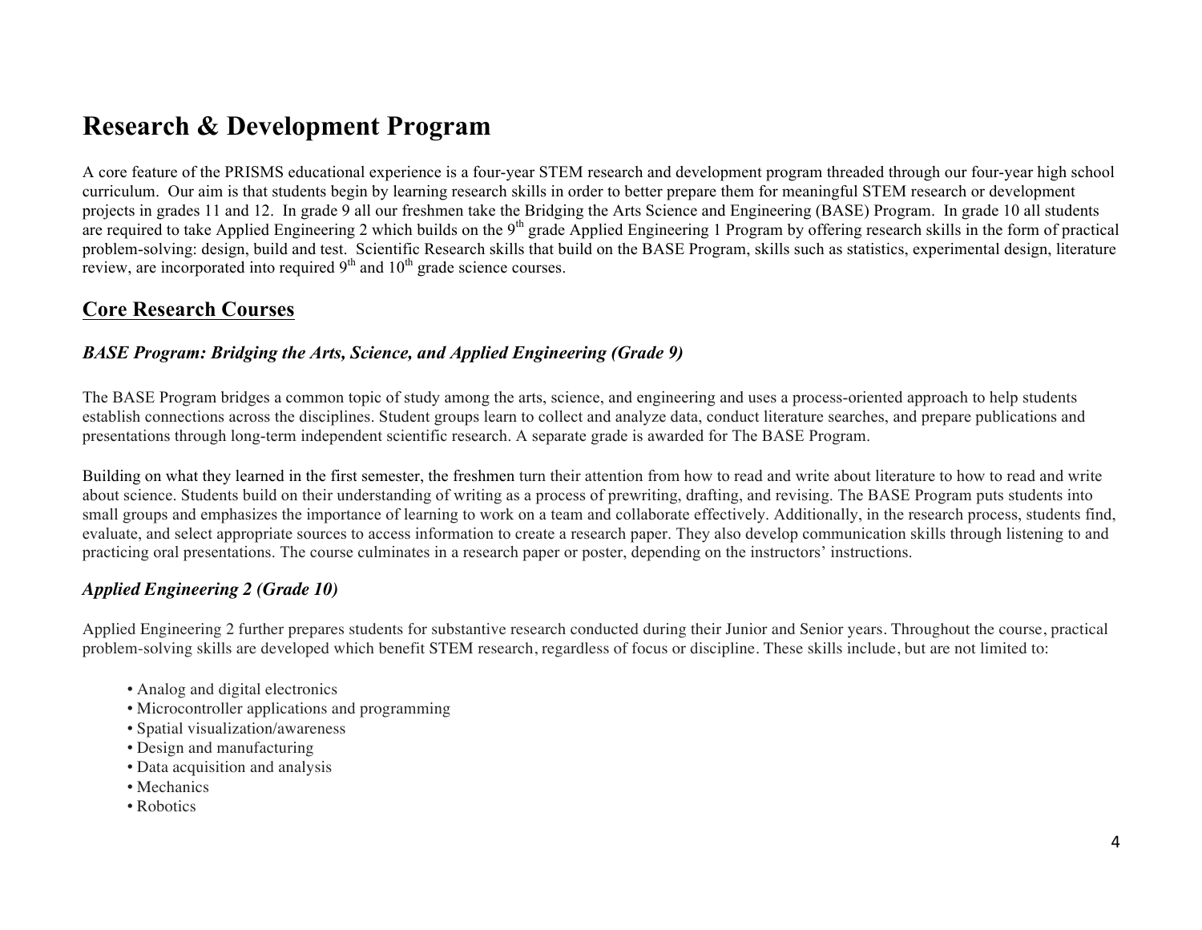# Research & Development Program

A core feature of the PRISMS educational experience is a four-year STEM research and development program threaded through our four-year high school curriculum. Our aim is that students begin by learning research skills in order to better prepare them for meaningful STEM research or development projects in grades 11 and 12. In grade 9 all our freshmen take the Bridging the Arts Science and Engineering (BASE) Program. In grade 10 all students are required to take Applied Engineering 2 which builds on the 9th grade Applied Engineering 1 Program by offering research skills in the form of practical problem-solving: design, build and test. Scientific Research skills that build on the BASE Program, skills such as statistics, experimental design, literature review, are incorporated into required 9th and 10th grade science courses.

## Core Research Courses

### *BASE Program: Bridging the Arts, Science, and Applied Engineering (Grade 9)*

The BASE Program bridges a common topic of study among the arts, science, and engineering and uses a process-oriented approach to help students establish connections across the disciplines. Student groups learn to collect and analyze data, conduct literature searches, and prepare publications and presentations through long-term independent scientific research. A separate grade is awarded for The BASE Program.

Building on what they learned in the first semester, the freshmen turn their attention from how to read and write about literature to how to read and write about science. Students build on their understanding of writing as a process of prewriting, drafting, and revising. The BASE Program puts students into small groups and emphasizes the importance of learning to work on a team and collaborate effectively. Additionally, in the research process, students find, evaluate, and select appropriate sources to access information to create a research paper. They also develop communication skills through listening to and practicing oral presentations. The course culminates in a research paper or poster, depending on the instructors' instructions.

### *Applied Engineering 2 (Grade 10)*

Applied Engineering 2 further prepares students for substantive research conducted during their Junior and Senior years. Throughout the course, practical problem-solving skills are developed which benefit STEM research, regardless of focus or discipline. These skills include, but are not limited to:

- Analog and digital electronics
- Microcontroller applications and programming
- Spatial visualization/awareness
- Design and manufacturing
- Data acquisition and analysis
- Mechanics
- Robotics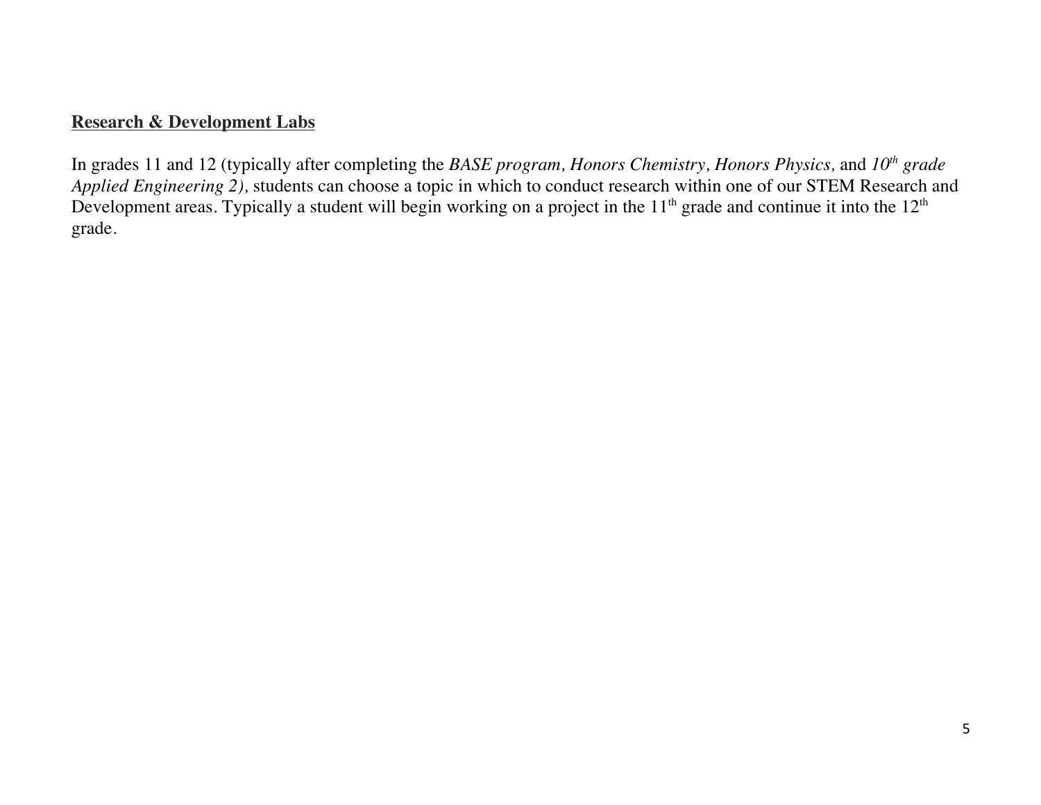**Research & Development Labs**

In grades 11 and 12 (typically after completing the *BASE program, Honors Chemistry, Honors Physics,* and *10$^{th}$ grade Applied Engineering 2),* students can choose a topic in which to conduct research within one of our STEM Research and Development areas. Typically a student will begin working on a project in the 11$^{th}$ grade and continue it into the 12$^{th}$ grade.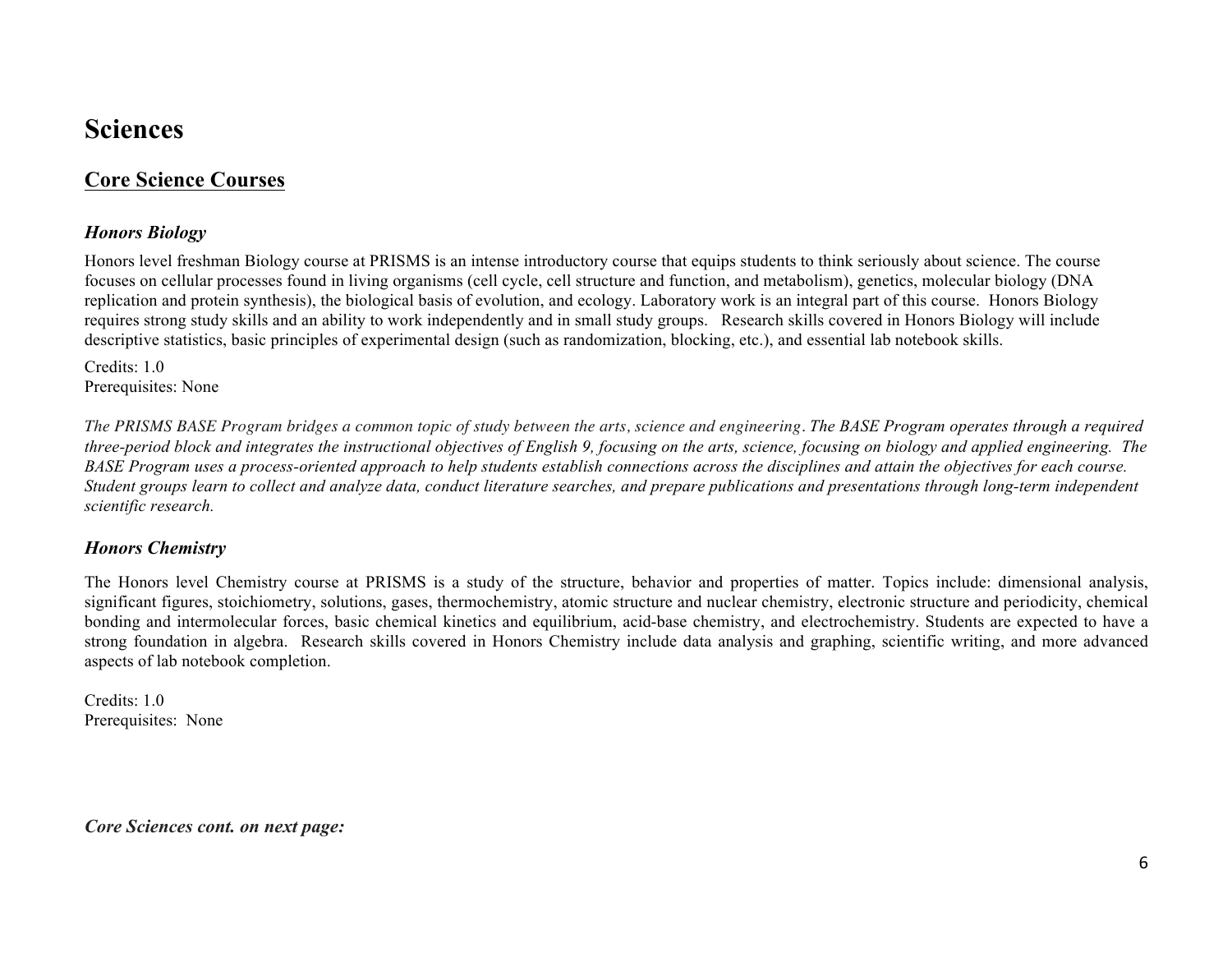# Sciences

## <u>Core Science Courses</u>

### *Honors Biology*

Honors level freshman Biology course at PRISMS is an intense introductory course that equips students to think seriously about science. The course focuses on cellular processes found in living organisms (cell cycle, cell structure and function, and metabolism), genetics, molecular biology (DNA replication and protein synthesis), the biological basis of evolution, and ecology. Laboratory work is an integral part of this course. Honors Biology requires strong study skills and an ability to work independently and in small study groups. Research skills covered in Honors Biology will include descriptive statistics, basic principles of experimental design (such as randomization, blocking, etc.), and essential lab notebook skills.

Credits: 1.0
Prerequisites: None

*The PRISMS BASE Program bridges a common topic of study between the arts, science and engineering. The BASE Program operates through a required three-period block and integrates the instructional objectives of English 9, focusing on the arts, science, focusing on biology and applied engineering. The BASE Program uses a process-oriented approach to help students establish connections across the disciplines and attain the objectives for each course. Student groups learn to collect and analyze data, conduct literature searches, and prepare publications and presentations through long-term independent scientific research.*

### *Honors Chemistry*

The Honors level Chemistry course at PRISMS is a study of the structure, behavior and properties of matter. Topics include: dimensional analysis, significant figures, stoichiometry, solutions, gases, thermochemistry, atomic structure and nuclear chemistry, electronic structure and periodicity, chemical bonding and intermolecular forces, basic chemical kinetics and equilibrium, acid-base chemistry, and electrochemistry. Students are expected to have a strong foundation in algebra. Research skills covered in Honors Chemistry include data analysis and graphing, scientific writing, and more advanced aspects of lab notebook completion.

Credits: 1.0
Prerequisites: None

***Core Sciences cont. on next page:***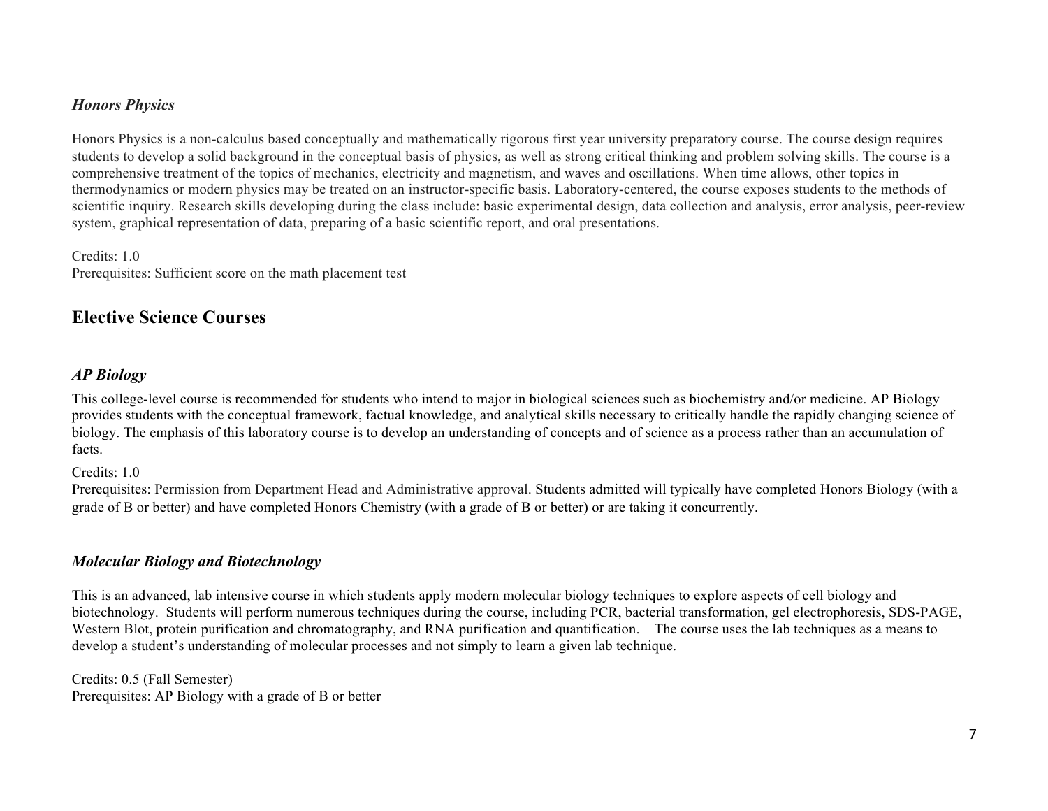### *Honors Physics*

Honors Physics is a non-calculus based conceptually and mathematically rigorous first year university preparatory course. The course design requires students to develop a solid background in the conceptual basis of physics, as well as strong critical thinking and problem solving skills. The course is a comprehensive treatment of the topics of mechanics, electricity and magnetism, and waves and oscillations. When time allows, other topics in thermodynamics or modern physics may be treated on an instructor-specific basis. Laboratory-centered, the course exposes students to the methods of scientific inquiry. Research skills developing during the class include: basic experimental design, data collection and analysis, error analysis, peer-review system, graphical representation of data, preparing of a basic scientific report, and oral presentations.

Credits: 1.0
Prerequisites: Sufficient score on the math placement test

## Elective Science Courses

### *AP Biology*

This college-level course is recommended for students who intend to major in biological sciences such as biochemistry and/or medicine. AP Biology provides students with the conceptual framework, factual knowledge, and analytical skills necessary to critically handle the rapidly changing science of biology. The emphasis of this laboratory course is to develop an understanding of concepts and of science as a process rather than an accumulation of facts.

Credits: 1.0
Prerequisites: Permission from Department Head and Administrative approval. Students admitted will typically have completed Honors Biology (with a grade of B or better) and have completed Honors Chemistry (with a grade of B or better) or are taking it concurrently.

### *Molecular Biology and Biotechnology*

This is an advanced, lab intensive course in which students apply modern molecular biology techniques to explore aspects of cell biology and biotechnology. Students will perform numerous techniques during the course, including PCR, bacterial transformation, gel electrophoresis, SDS-PAGE, Western Blot, protein purification and chromatography, and RNA purification and quantification. The course uses the lab techniques as a means to develop a student's understanding of molecular processes and not simply to learn a given lab technique.

Credits: 0.5 (Fall Semester)
Prerequisites: AP Biology with a grade of B or better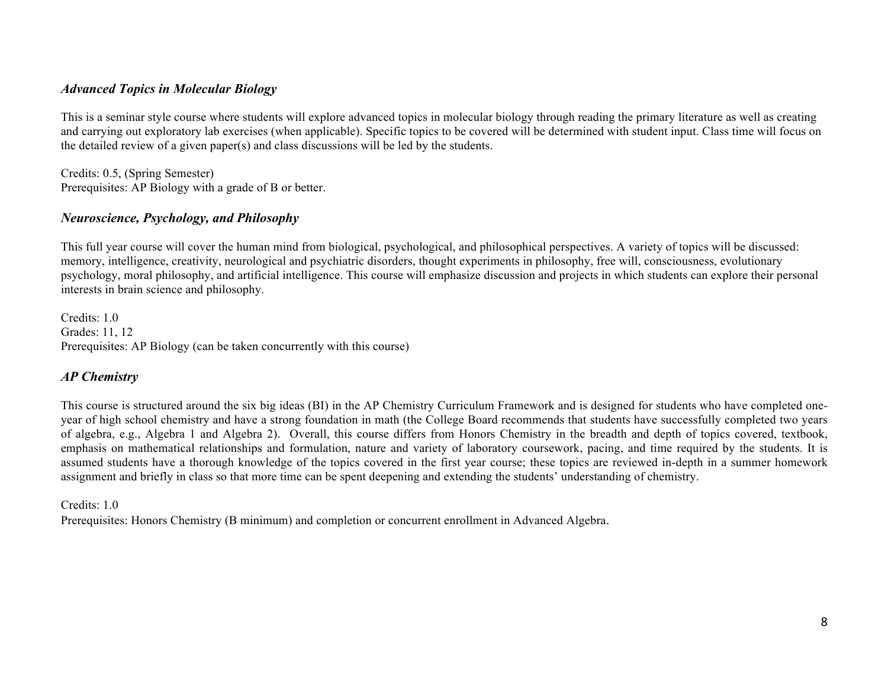### *Advanced Topics in Molecular Biology*

This is a seminar style course where students will explore advanced topics in molecular biology through reading the primary literature as well as creating and carrying out exploratory lab exercises (when applicable). Specific topics to be covered will be determined with student input. Class time will focus on the detailed review of a given paper(s) and class discussions will be led by the students.

Credits: 0.5, (Spring Semester)
Prerequisites: AP Biology with a grade of B or better.

### *Neuroscience, Psychology, and Philosophy*

This full year course will cover the human mind from biological, psychological, and philosophical perspectives. A variety of topics will be discussed: memory, intelligence, creativity, neurological and psychiatric disorders, thought experiments in philosophy, free will, consciousness, evolutionary psychology, moral philosophy, and artificial intelligence. This course will emphasize discussion and projects in which students can explore their personal interests in brain science and philosophy.

Credits: 1.0
Grades: 11, 12
Prerequisites: AP Biology (can be taken concurrently with this course)

### *AP Chemistry*

This course is structured around the six big ideas (BI) in the AP Chemistry Curriculum Framework and is designed for students who have completed one-year of high school chemistry and have a strong foundation in math (the College Board recommends that students have successfully completed two years of algebra, e.g., Algebra 1 and Algebra 2). Overall, this course differs from Honors Chemistry in the breadth and depth of topics covered, textbook, emphasis on mathematical relationships and formulation, nature and variety of laboratory coursework, pacing, and time required by the students. It is assumed students have a thorough knowledge of the topics covered in the first year course; these topics are reviewed in-depth in a summer homework assignment and briefly in class so that more time can be spent deepening and extending the students' understanding of chemistry.

Credits: 1.0
Prerequisites: Honors Chemistry (B minimum) and completion or concurrent enrollment in Advanced Algebra.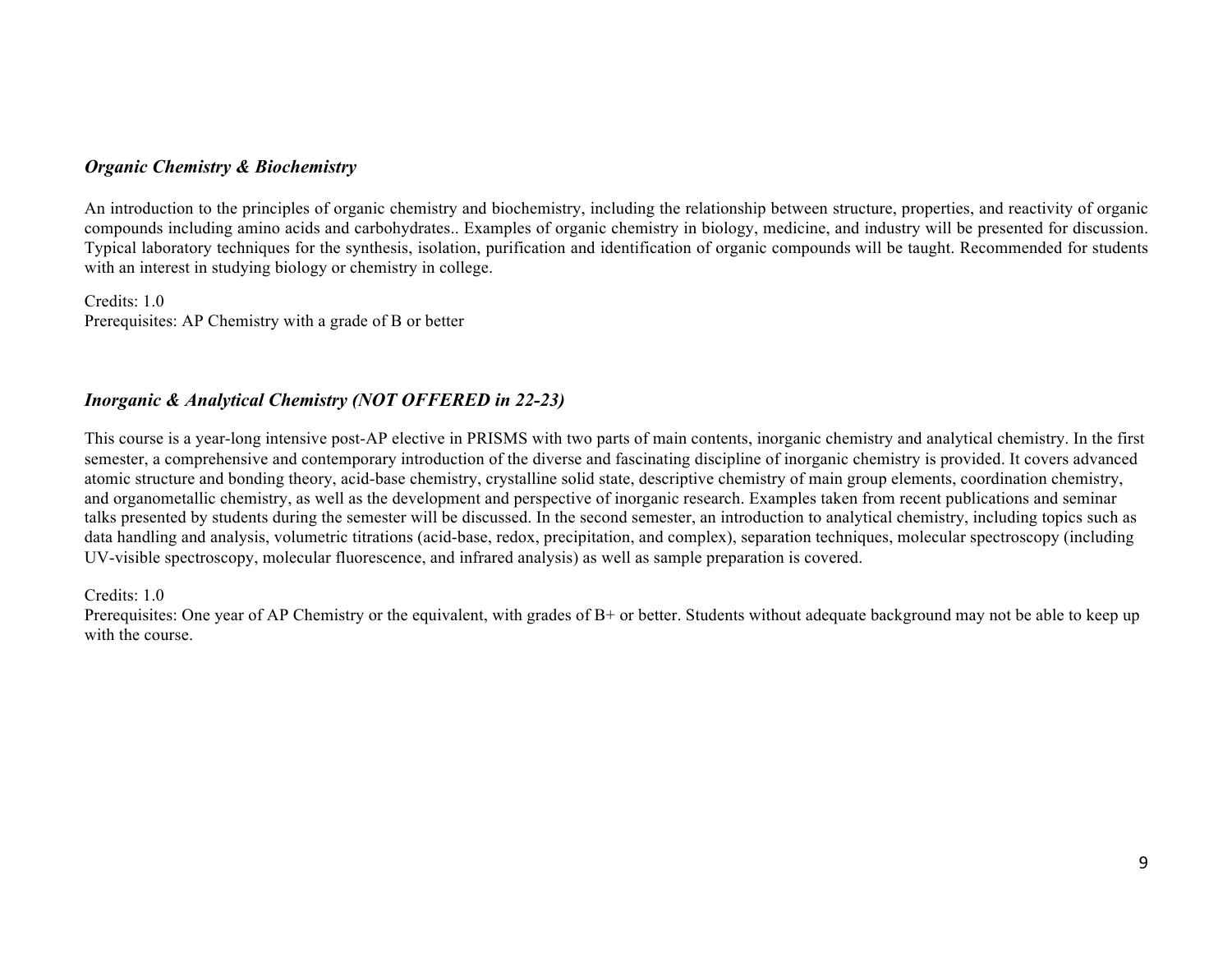### *Organic Chemistry & Biochemistry*

An introduction to the principles of organic chemistry and biochemistry, including the relationship between structure, properties, and reactivity of organic compounds including amino acids and carbohydrates.. Examples of organic chemistry in biology, medicine, and industry will be presented for discussion. Typical laboratory techniques for the synthesis, isolation, purification and identification of organic compounds will be taught. Recommended for students with an interest in studying biology or chemistry in college.

Credits: 1.0
Prerequisites: AP Chemistry with a grade of B or better

### *Inorganic & Analytical Chemistry (NOT OFFERED in 22-23)*

This course is a year-long intensive post-AP elective in PRISMS with two parts of main contents, inorganic chemistry and analytical chemistry. In the first semester, a comprehensive and contemporary introduction of the diverse and fascinating discipline of inorganic chemistry is provided. It covers advanced atomic structure and bonding theory, acid-base chemistry, crystalline solid state, descriptive chemistry of main group elements, coordination chemistry, and organometallic chemistry, as well as the development and perspective of inorganic research. Examples taken from recent publications and seminar talks presented by students during the semester will be discussed. In the second semester, an introduction to analytical chemistry, including topics such as data handling and analysis, volumetric titrations (acid-base, redox, precipitation, and complex), separation techniques, molecular spectroscopy (including UV-visible spectroscopy, molecular fluorescence, and infrared analysis) as well as sample preparation is covered.

Credits: 1.0
Prerequisites: One year of AP Chemistry or the equivalent, with grades of B+ or better. Students without adequate background may not be able to keep up with the course.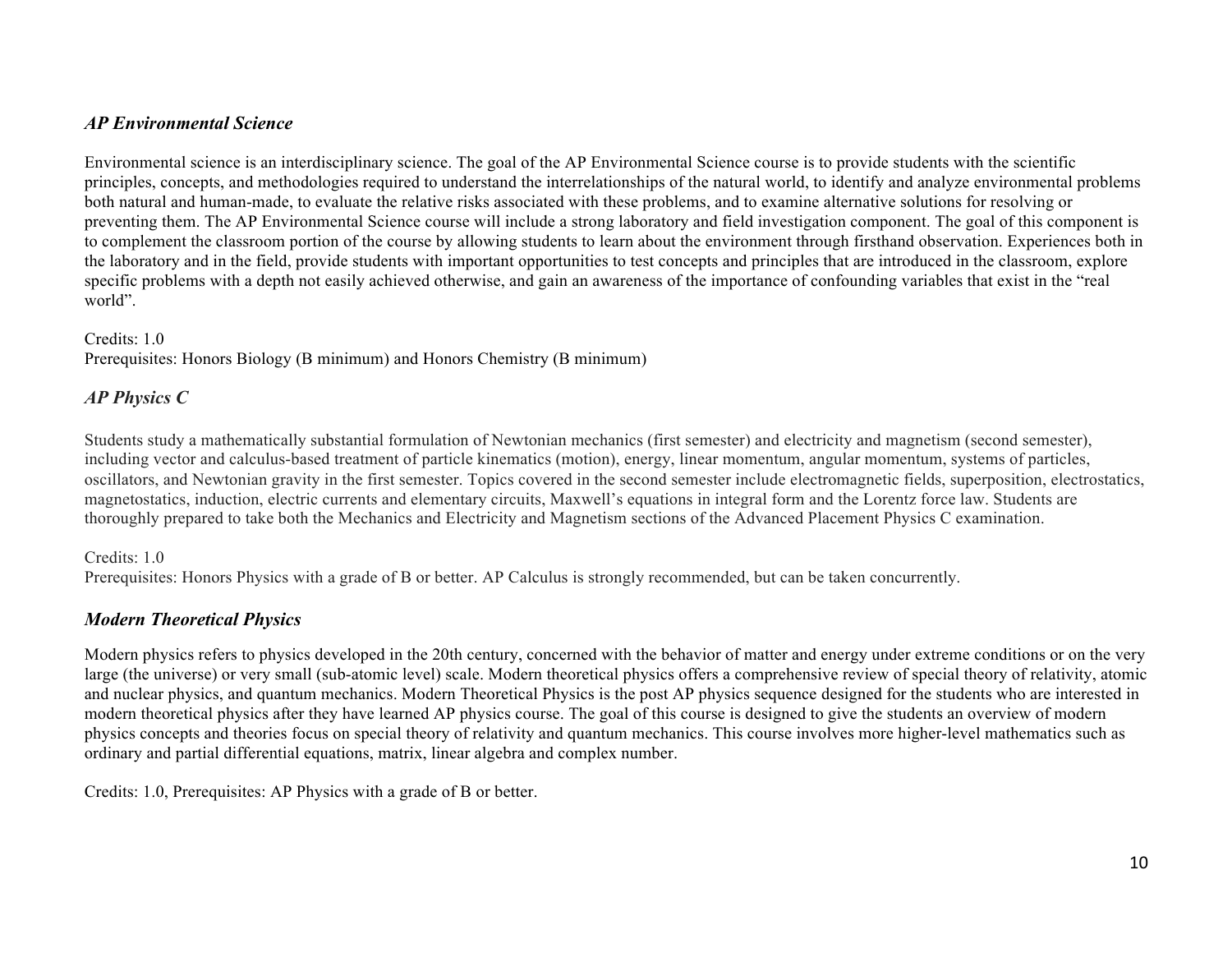### *AP Environmental Science*

Environmental science is an interdisciplinary science. The goal of the AP Environmental Science course is to provide students with the scientific principles, concepts, and methodologies required to understand the interrelationships of the natural world, to identify and analyze environmental problems both natural and human-made, to evaluate the relative risks associated with these problems, and to examine alternative solutions for resolving or preventing them. The AP Environmental Science course will include a strong laboratory and field investigation component. The goal of this component is to complement the classroom portion of the course by allowing students to learn about the environment through firsthand observation. Experiences both in the laboratory and in the field, provide students with important opportunities to test concepts and principles that are introduced in the classroom, explore specific problems with a depth not easily achieved otherwise, and gain an awareness of the importance of confounding variables that exist in the "real world".

Credits: 1.0
Prerequisites: Honors Biology (B minimum) and Honors Chemistry (B minimum)

### *AP Physics C*

Students study a mathematically substantial formulation of Newtonian mechanics (first semester) and electricity and magnetism (second semester), including vector and calculus-based treatment of particle kinematics (motion), energy, linear momentum, angular momentum, systems of particles, oscillators, and Newtonian gravity in the first semester. Topics covered in the second semester include electromagnetic fields, superposition, electrostatics, magnetostatics, induction, electric currents and elementary circuits, Maxwell's equations in integral form and the Lorentz force law. Students are thoroughly prepared to take both the Mechanics and Electricity and Magnetism sections of the Advanced Placement Physics C examination.

Credits: 1.0
Prerequisites: Honors Physics with a grade of B or better. AP Calculus is strongly recommended, but can be taken concurrently.

### *Modern Theoretical Physics*

Modern physics refers to physics developed in the 20th century, concerned with the behavior of matter and energy under extreme conditions or on the very large (the universe) or very small (sub-atomic level) scale. Modern theoretical physics offers a comprehensive review of special theory of relativity, atomic and nuclear physics, and quantum mechanics. Modern Theoretical Physics is the post AP physics sequence designed for the students who are interested in modern theoretical physics after they have learned AP physics course. The goal of this course is designed to give the students an overview of modern physics concepts and theories focus on special theory of relativity and quantum mechanics. This course involves more higher-level mathematics such as ordinary and partial differential equations, matrix, linear algebra and complex number.

Credits: 1.0, Prerequisites: AP Physics with a grade of B or better.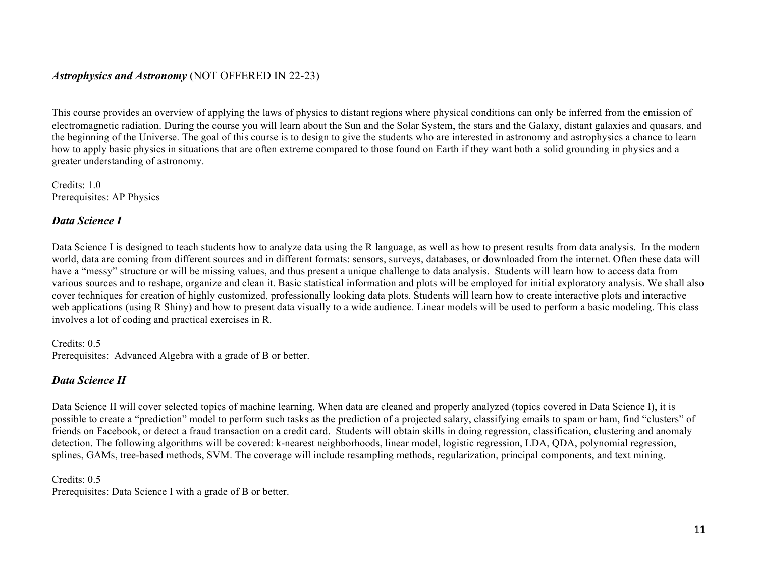### *Astrophysics and Astronomy* (NOT OFFERED IN 22-23)

This course provides an overview of applying the laws of physics to distant regions where physical conditions can only be inferred from the emission of electromagnetic radiation. During the course you will learn about the Sun and the Solar System, the stars and the Galaxy, distant galaxies and quasars, and the beginning of the Universe. The goal of this course is to design to give the students who are interested in astronomy and astrophysics a chance to learn how to apply basic physics in situations that are often extreme compared to those found on Earth if they want both a solid grounding in physics and a greater understanding of astronomy.

Credits: 1.0
Prerequisites: AP Physics

### *Data Science I*

Data Science I is designed to teach students how to analyze data using the R language, as well as how to present results from data analysis. In the modern world, data are coming from different sources and in different formats: sensors, surveys, databases, or downloaded from the internet. Often these data will have a "messy" structure or will be missing values, and thus present a unique challenge to data analysis. Students will learn how to access data from various sources and to reshape, organize and clean it. Basic statistical information and plots will be employed for initial exploratory analysis. We shall also cover techniques for creation of highly customized, professionally looking data plots. Students will learn how to create interactive plots and interactive web applications (using R Shiny) and how to present data visually to a wide audience. Linear models will be used to perform a basic modeling. This class involves a lot of coding and practical exercises in R.

Credits: 0.5
Prerequisites: Advanced Algebra with a grade of B or better.

### *Data Science II*

Data Science II will cover selected topics of machine learning. When data are cleaned and properly analyzed (topics covered in Data Science I), it is possible to create a "prediction" model to perform such tasks as the prediction of a projected salary, classifying emails to spam or ham, find "clusters" of friends on Facebook, or detect a fraud transaction on a credit card. Students will obtain skills in doing regression, classification, clustering and anomaly detection. The following algorithms will be covered: k-nearest neighborhoods, linear model, logistic regression, LDA, QDA, polynomial regression, splines, GAMs, tree-based methods, SVM. The coverage will include resampling methods, regularization, principal components, and text mining.

Credits: 0.5
Prerequisites: Data Science I with a grade of B or better.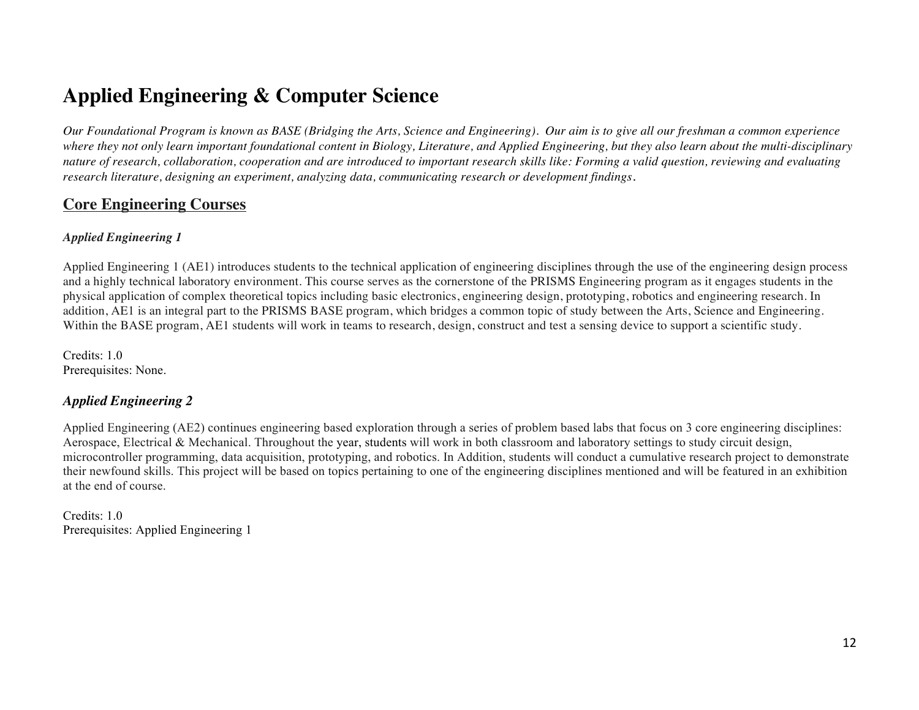# Applied Engineering & Computer Science

*Our Foundational Program is known as BASE (Bridging the Arts, Science and Engineering). Our aim is to give all our freshman a common experience where they not only learn important foundational content in Biology, Literature, and Applied Engineering, but they also learn about the multi-disciplinary nature of research, collaboration, cooperation and are introduced to important research skills like: Forming a valid question, reviewing and evaluating research literature, designing an experiment, analyzing data, communicating research or development findings.*

## Core Engineering Courses

### *Applied Engineering 1*

Applied Engineering 1 (AE1) introduces students to the technical application of engineering disciplines through the use of the engineering design process and a highly technical laboratory environment. This course serves as the cornerstone of the PRISMS Engineering program as it engages students in the physical application of complex theoretical topics including basic electronics, engineering design, prototyping, robotics and engineering research. In addition, AE1 is an integral part to the PRISMS BASE program, which bridges a common topic of study between the Arts, Science and Engineering. Within the BASE program, AE1 students will work in teams to research, design, construct and test a sensing device to support a scientific study.

Credits: 1.0
Prerequisites: None.

### *Applied Engineering 2*

Applied Engineering (AE2) continues engineering based exploration through a series of problem based labs that focus on 3 core engineering disciplines: Aerospace, Electrical & Mechanical. Throughout the year, students will work in both classroom and laboratory settings to study circuit design, microcontroller programming, data acquisition, prototyping, and robotics. In Addition, students will conduct a cumulative research project to demonstrate their newfound skills. This project will be based on topics pertaining to one of the engineering disciplines mentioned and will be featured in an exhibition at the end of course.

Credits: 1.0
Prerequisites: Applied Engineering 1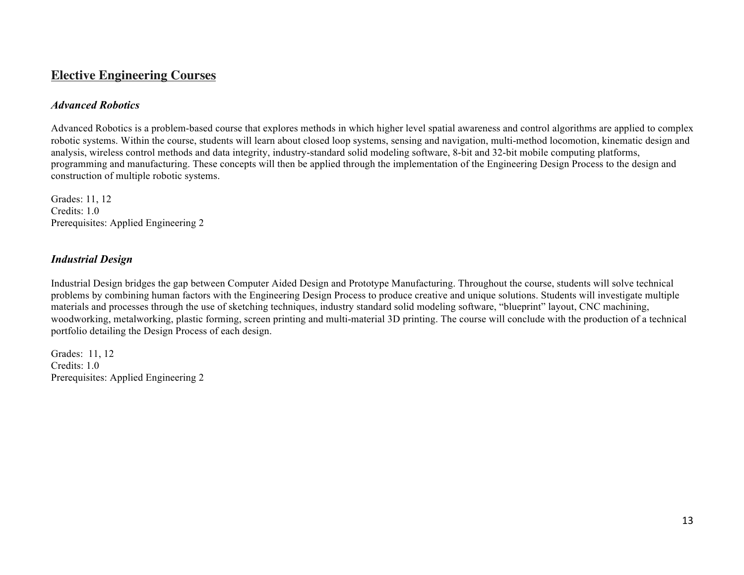## Elective Engineering Courses

### *Advanced Robotics*

Advanced Robotics is a problem-based course that explores methods in which higher level spatial awareness and control algorithms are applied to complex robotic systems. Within the course, students will learn about closed loop systems, sensing and navigation, multi-method locomotion, kinematic design and analysis, wireless control methods and data integrity, industry-standard solid modeling software, 8-bit and 32-bit mobile computing platforms, programming and manufacturing. These concepts will then be applied through the implementation of the Engineering Design Process to the design and construction of multiple robotic systems.

Grades: 11, 12
Credits: 1.0
Prerequisites: Applied Engineering 2

### *Industrial Design*

Industrial Design bridges the gap between Computer Aided Design and Prototype Manufacturing. Throughout the course, students will solve technical problems by combining human factors with the Engineering Design Process to produce creative and unique solutions. Students will investigate multiple materials and processes through the use of sketching techniques, industry standard solid modeling software, "blueprint" layout, CNC machining, woodworking, metalworking, plastic forming, screen printing and multi-material 3D printing. The course will conclude with the production of a technical portfolio detailing the Design Process of each design.

Grades: 11, 12
Credits: 1.0
Prerequisites: Applied Engineering 2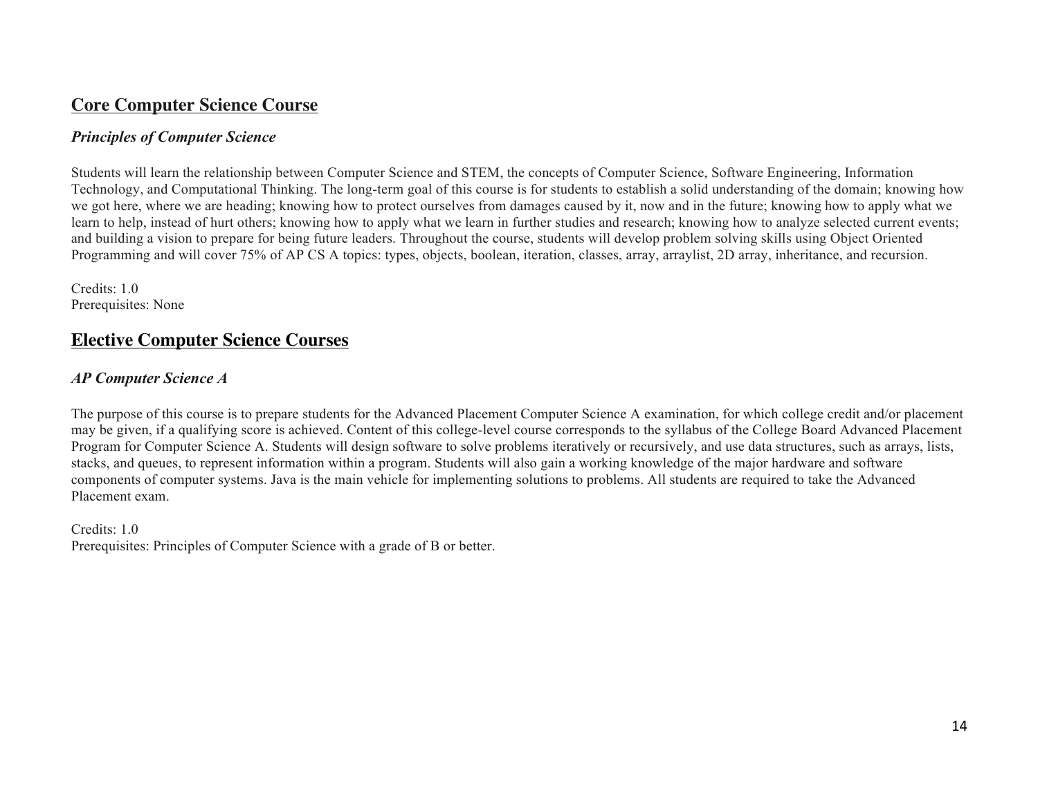## Core Computer Science Course

### *Principles of Computer Science*

Students will learn the relationship between Computer Science and STEM, the concepts of Computer Science, Software Engineering, Information Technology, and Computational Thinking. The long-term goal of this course is for students to establish a solid understanding of the domain; knowing how we got here, where we are heading; knowing how to protect ourselves from damages caused by it, now and in the future; knowing how to apply what we learn to help, instead of hurt others; knowing how to apply what we learn in further studies and research; knowing how to analyze selected current events; and building a vision to prepare for being future leaders. Throughout the course, students will develop problem solving skills using Object Oriented Programming and will cover 75% of AP CS A topics: types, objects, boolean, iteration, classes, array, arraylist, 2D array, inheritance, and recursion.

Credits: 1.0
Prerequisites: None

## Elective Computer Science Courses

### *AP Computer Science A*

The purpose of this course is to prepare students for the Advanced Placement Computer Science A examination, for which college credit and/or placement may be given, if a qualifying score is achieved. Content of this college-level course corresponds to the syllabus of the College Board Advanced Placement Program for Computer Science A. Students will design software to solve problems iteratively or recursively, and use data structures, such as arrays, lists, stacks, and queues, to represent information within a program. Students will also gain a working knowledge of the major hardware and software components of computer systems. Java is the main vehicle for implementing solutions to problems. All students are required to take the Advanced Placement exam.

Credits: 1.0
Prerequisites: Principles of Computer Science with a grade of B or better.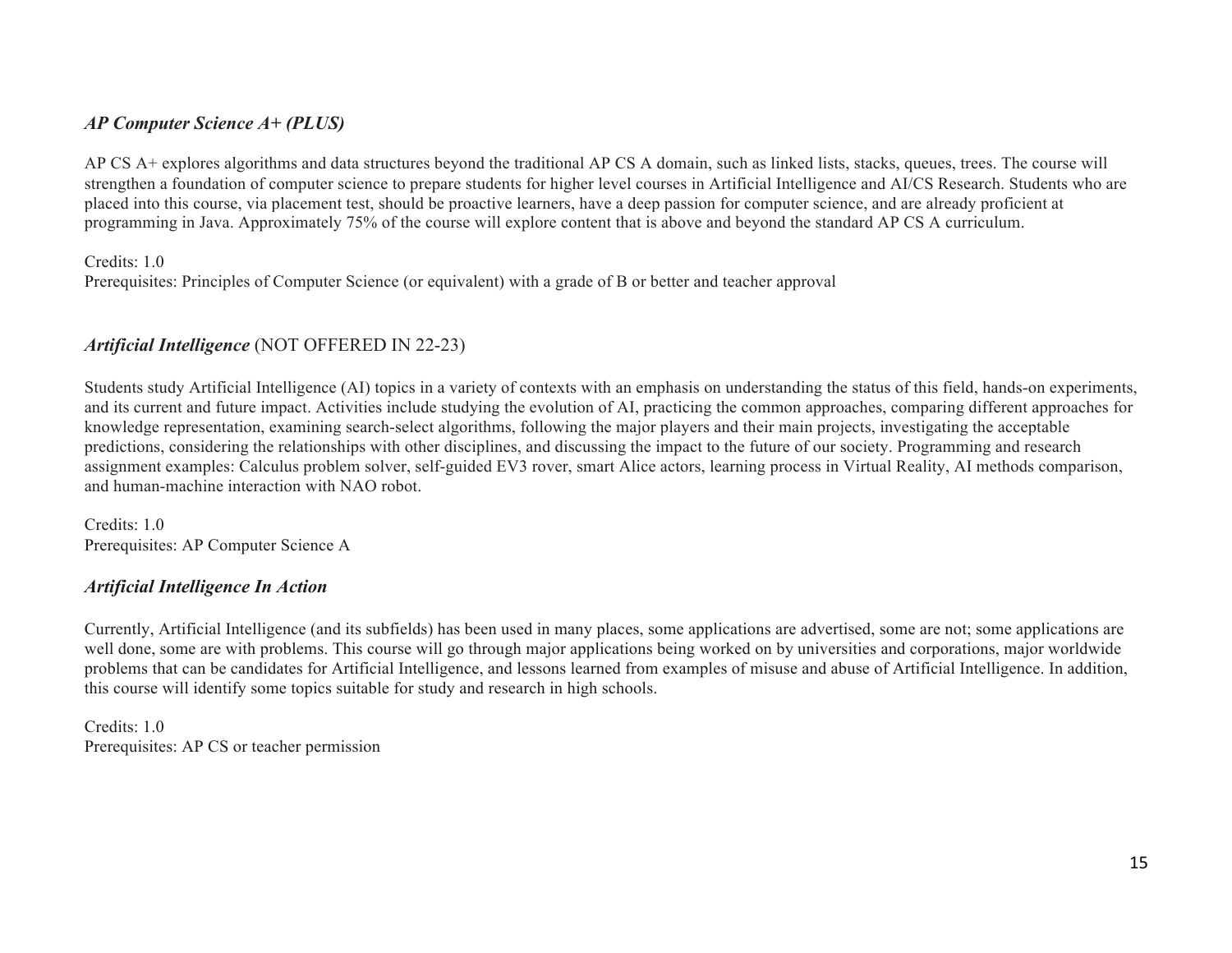### *AP Computer Science A+ (PLUS)*

AP CS A+ explores algorithms and data structures beyond the traditional AP CS A domain, such as linked lists, stacks, queues, trees. The course will strengthen a foundation of computer science to prepare students for higher level courses in Artificial Intelligence and AI/CS Research. Students who are placed into this course, via placement test, should be proactive learners, have a deep passion for computer science, and are already proficient at programming in Java. Approximately 75% of the course will explore content that is above and beyond the standard AP CS A curriculum.

Credits: 1.0
Prerequisites: Principles of Computer Science (or equivalent) with a grade of B or better and teacher approval

### *Artificial Intelligence* (NOT OFFERED IN 22-23)

Students study Artificial Intelligence (AI) topics in a variety of contexts with an emphasis on understanding the status of this field, hands-on experiments, and its current and future impact. Activities include studying the evolution of AI, practicing the common approaches, comparing different approaches for knowledge representation, examining search-select algorithms, following the major players and their main projects, investigating the acceptable predictions, considering the relationships with other disciplines, and discussing the impact to the future of our society. Programming and research assignment examples: Calculus problem solver, self-guided EV3 rover, smart Alice actors, learning process in Virtual Reality, AI methods comparison, and human-machine interaction with NAO robot.

Credits: 1.0
Prerequisites: AP Computer Science A

### *Artificial Intelligence In Action*

Currently, Artificial Intelligence (and its subfields) has been used in many places, some applications are advertised, some are not; some applications are well done, some are with problems. This course will go through major applications being worked on by universities and corporations, major worldwide problems that can be candidates for Artificial Intelligence, and lessons learned from examples of misuse and abuse of Artificial Intelligence. In addition, this course will identify some topics suitable for study and research in high schools.

Credits: 1.0
Prerequisites: AP CS or teacher permission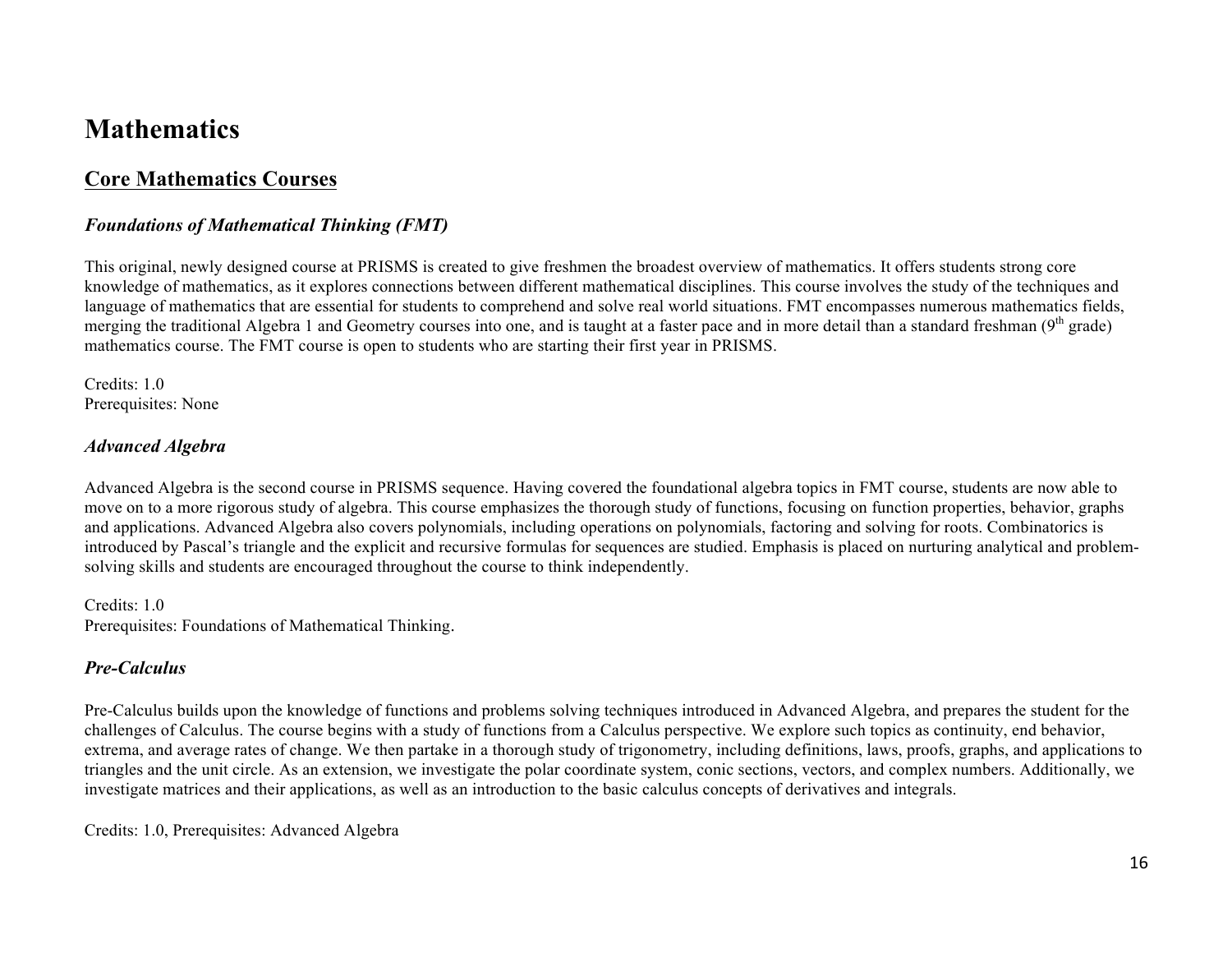# Mathematics

## Core Mathematics Courses

### *Foundations of Mathematical Thinking (FMT)*

This original, newly designed course at PRISMS is created to give freshmen the broadest overview of mathematics. It offers students strong core knowledge of mathematics, as it explores connections between different mathematical disciplines. This course involves the study of the techniques and language of mathematics that are essential for students to comprehend and solve real world situations. FMT encompasses numerous mathematics fields, merging the traditional Algebra 1 and Geometry courses into one, and is taught at a faster pace and in more detail than a standard freshman ($9^{th}$ grade) mathematics course. The FMT course is open to students who are starting their first year in PRISMS.

Credits: 1.0
Prerequisites: None

### *Advanced Algebra*

Advanced Algebra is the second course in PRISMS sequence. Having covered the foundational algebra topics in FMT course, students are now able to move on to a more rigorous study of algebra. This course emphasizes the thorough study of functions, focusing on function properties, behavior, graphs and applications. Advanced Algebra also covers polynomials, including operations on polynomials, factoring and solving for roots. Combinatorics is introduced by Pascal's triangle and the explicit and recursive formulas for sequences are studied. Emphasis is placed on nurturing analytical and problem-solving skills and students are encouraged throughout the course to think independently.

Credits: 1.0
Prerequisites: Foundations of Mathematical Thinking.

### *Pre-Calculus*

Pre-Calculus builds upon the knowledge of functions and problems solving techniques introduced in Advanced Algebra, and prepares the student for the challenges of Calculus. The course begins with a study of functions from a Calculus perspective. We explore such topics as continuity, end behavior, extrema, and average rates of change. We then partake in a thorough study of trigonometry, including definitions, laws, proofs, graphs, and applications to triangles and the unit circle. As an extension, we investigate the polar coordinate system, conic sections, vectors, and complex numbers. Additionally, we investigate matrices and their applications, as well as an introduction to the basic calculus concepts of derivatives and integrals.

Credits: 1.0, Prerequisites: Advanced Algebra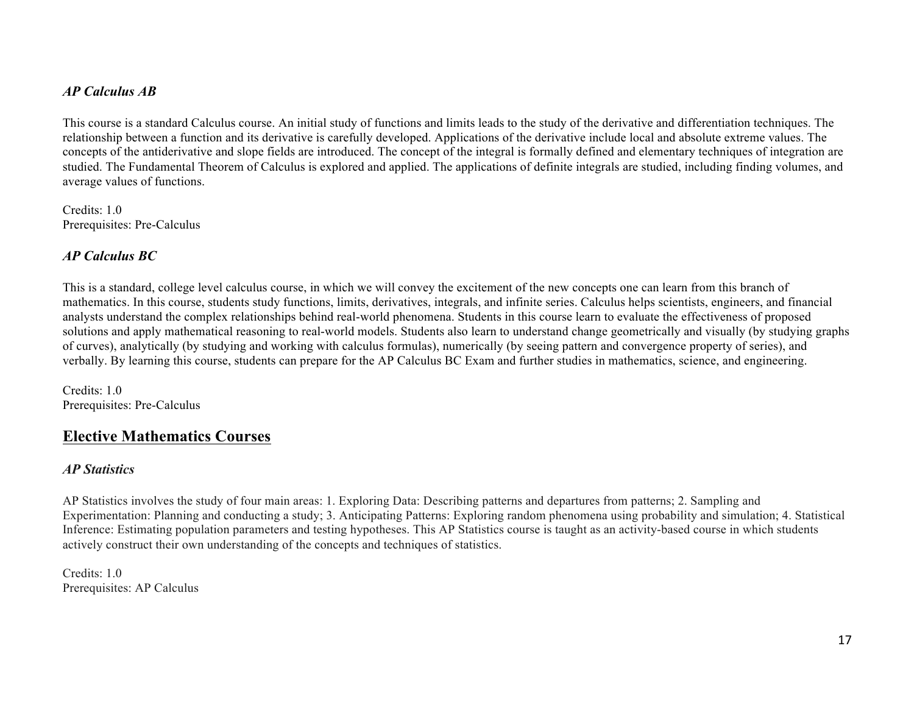### *AP Calculus AB*

This course is a standard Calculus course. An initial study of functions and limits leads to the study of the derivative and differentiation techniques. The relationship between a function and its derivative is carefully developed. Applications of the derivative include local and absolute extreme values. The concepts of the antiderivative and slope fields are introduced. The concept of the integral is formally defined and elementary techniques of integration are studied. The Fundamental Theorem of Calculus is explored and applied. The applications of definite integrals are studied, including finding volumes, and average values of functions.

Credits: 1.0
Prerequisites: Pre-Calculus

### *AP Calculus BC*

This is a standard, college level calculus course, in which we will convey the excitement of the new concepts one can learn from this branch of mathematics. In this course, students study functions, limits, derivatives, integrals, and infinite series. Calculus helps scientists, engineers, and financial analysts understand the complex relationships behind real-world phenomena. Students in this course learn to evaluate the effectiveness of proposed solutions and apply mathematical reasoning to real-world models. Students also learn to understand change geometrically and visually (by studying graphs of curves), analytically (by studying and working with calculus formulas), numerically (by seeing pattern and convergence property of series), and verbally. By learning this course, students can prepare for the AP Calculus BC Exam and further studies in mathematics, science, and engineering.

Credits: 1.0
Prerequisites: Pre-Calculus

## Elective Mathematics Courses

### *AP Statistics*

AP Statistics involves the study of four main areas: 1. Exploring Data: Describing patterns and departures from patterns; 2. Sampling and Experimentation: Planning and conducting a study; 3. Anticipating Patterns: Exploring random phenomena using probability and simulation; 4. Statistical Inference: Estimating population parameters and testing hypotheses. This AP Statistics course is taught as an activity-based course in which students actively construct their own understanding of the concepts and techniques of statistics.

Credits: 1.0
Prerequisites: AP Calculus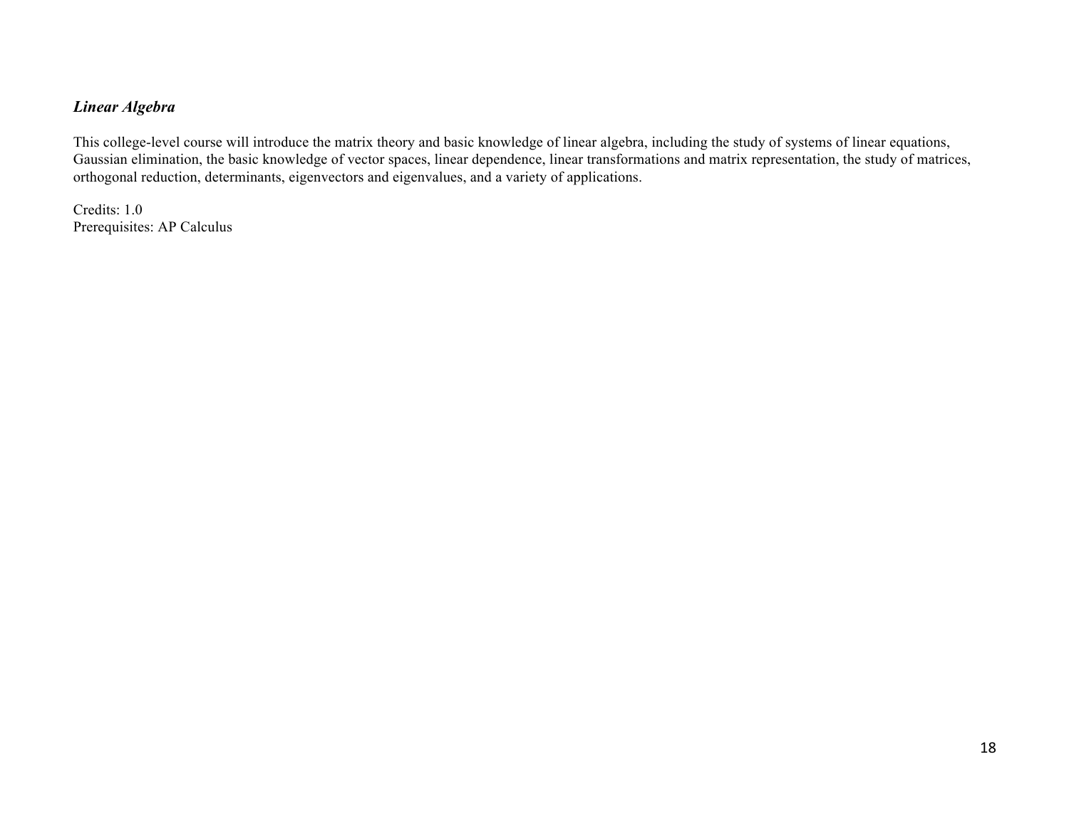***Linear Algebra***

This college-level course will introduce the matrix theory and basic knowledge of linear algebra, including the study of systems of linear equations, Gaussian elimination, the basic knowledge of vector spaces, linear dependence, linear transformations and matrix representation, the study of matrices, orthogonal reduction, determinants, eigenvectors and eigenvalues, and a variety of applications.

Credits: 1.0
Prerequisites: AP Calculus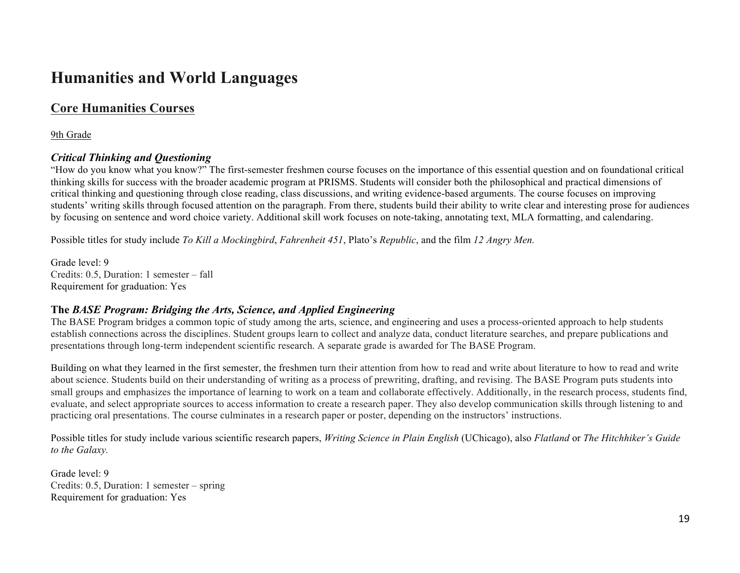# Humanities and World Languages

## Core Humanities Courses

9th Grade

### *Critical Thinking and Questioning*

"How do you know what you know?" The first-semester freshmen course focuses on the importance of this essential question and on foundational critical thinking skills for success with the broader academic program at PRISMS. Students will consider both the philosophical and practical dimensions of critical thinking and questioning through close reading, class discussions, and writing evidence-based arguments. The course focuses on improving students' writing skills through focused attention on the paragraph. From there, students build their ability to write clear and interesting prose for audiences by focusing on sentence and word choice variety. Additional skill work focuses on note-taking, annotating text, MLA formatting, and calendaring.

Possible titles for study include *To Kill a Mockingbird*, *Fahrenheit 451*, Plato's *Republic*, and the film *12 Angry Men.*

Grade level: 9
Credits: 0.5, Duration: 1 semester – fall
Requirement for graduation: Yes

### The *BASE Program: Bridging the Arts, Science, and Applied Engineering*

The BASE Program bridges a common topic of study among the arts, science, and engineering and uses a process-oriented approach to help students establish connections across the disciplines. Student groups learn to collect and analyze data, conduct literature searches, and prepare publications and presentations through long-term independent scientific research. A separate grade is awarded for The BASE Program.

Building on what they learned in the first semester, the freshmen turn their attention from how to read and write about literature to how to read and write about science. Students build on their understanding of writing as a process of prewriting, drafting, and revising. The BASE Program puts students into small groups and emphasizes the importance of learning to work on a team and collaborate effectively. Additionally, in the research process, students find, evaluate, and select appropriate sources to access information to create a research paper. They also develop communication skills through listening to and practicing oral presentations. The course culminates in a research paper or poster, depending on the instructors' instructions.

Possible titles for study include various scientific research papers, *Writing Science in Plain English* (UChicago), also *Flatland* or *The Hitchhiker's Guide to the Galaxy.*

Grade level: 9
Credits: 0.5, Duration: 1 semester – spring
Requirement for graduation: Yes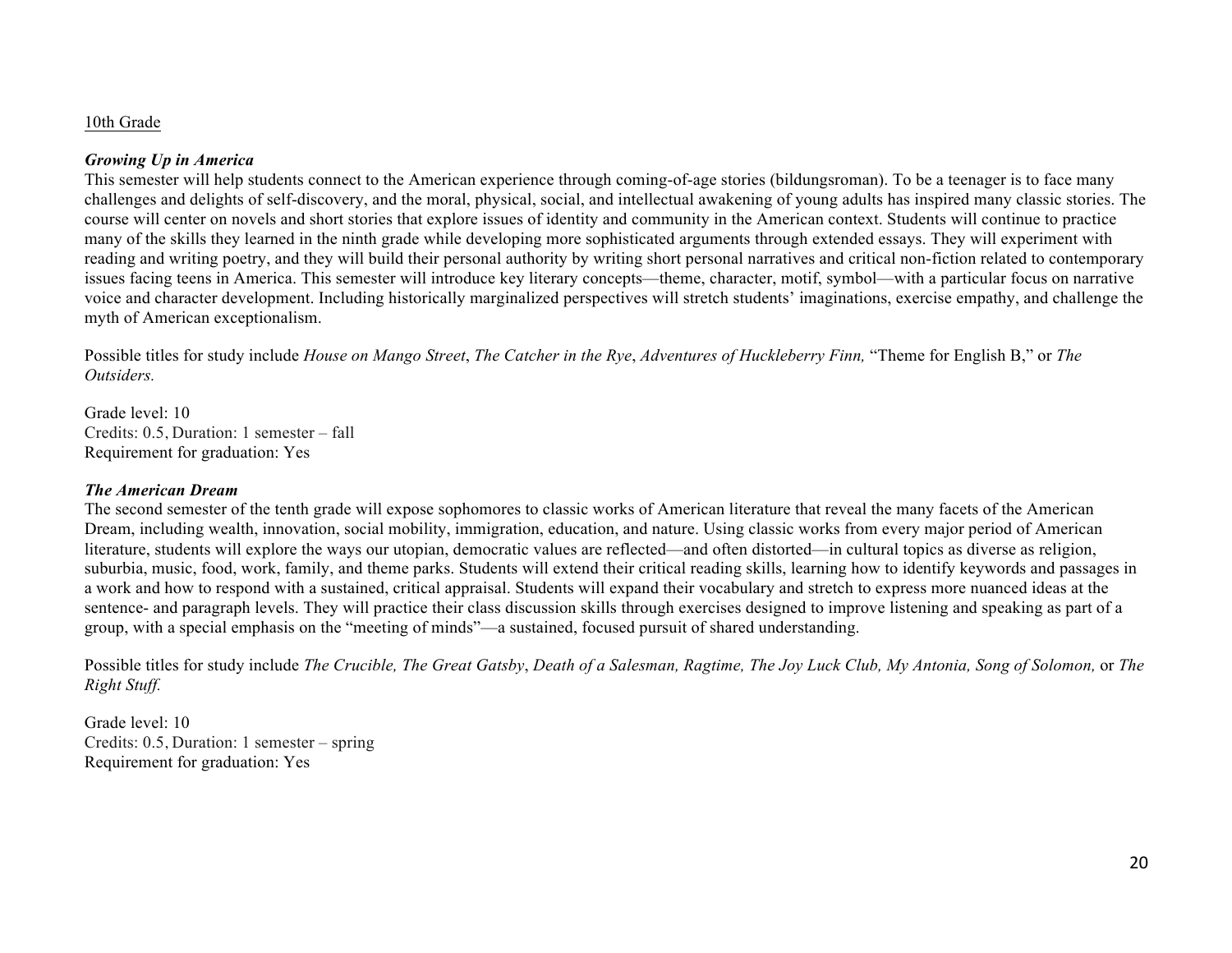10th Grade

***Growing Up in America***

This semester will help students connect to the American experience through coming-of-age stories (bildungsroman). To be a teenager is to face many challenges and delights of self-discovery, and the moral, physical, social, and intellectual awakening of young adults has inspired many classic stories. The course will center on novels and short stories that explore issues of identity and community in the American context. Students will continue to practice many of the skills they learned in the ninth grade while developing more sophisticated arguments through extended essays. They will experiment with reading and writing poetry, and they will build their personal authority by writing short personal narratives and critical non-fiction related to contemporary issues facing teens in America. This semester will introduce key literary concepts—theme, character, motif, symbol—with a particular focus on narrative voice and character development. Including historically marginalized perspectives will stretch students' imaginations, exercise empathy, and challenge the myth of American exceptionalism.

Possible titles for study include *House on Mango Street*, *The Catcher in the Rye*, *Adventures of Huckleberry Finn,* "Theme for English B," or *The Outsiders.*

Grade level: 10
Credits: 0.5, Duration: 1 semester – fall
Requirement for graduation: Yes

***The American Dream***

The second semester of the tenth grade will expose sophomores to classic works of American literature that reveal the many facets of the American Dream, including wealth, innovation, social mobility, immigration, education, and nature. Using classic works from every major period of American literature, students will explore the ways our utopian, democratic values are reflected—and often distorted—in cultural topics as diverse as religion, suburbia, music, food, work, family, and theme parks. Students will extend their critical reading skills, learning how to identify keywords and passages in a work and how to respond with a sustained, critical appraisal. Students will expand their vocabulary and stretch to express more nuanced ideas at the sentence- and paragraph levels. They will practice their class discussion skills through exercises designed to improve listening and speaking as part of a group, with a special emphasis on the "meeting of minds"—a sustained, focused pursuit of shared understanding.

Possible titles for study include *The Crucible, The Great Gatsby*, *Death of a Salesman, Ragtime, The Joy Luck Club, My Antonia, Song of Solomon,* or *The Right Stuff.*

Grade level: 10
Credits: 0.5, Duration: 1 semester – spring
Requirement for graduation: Yes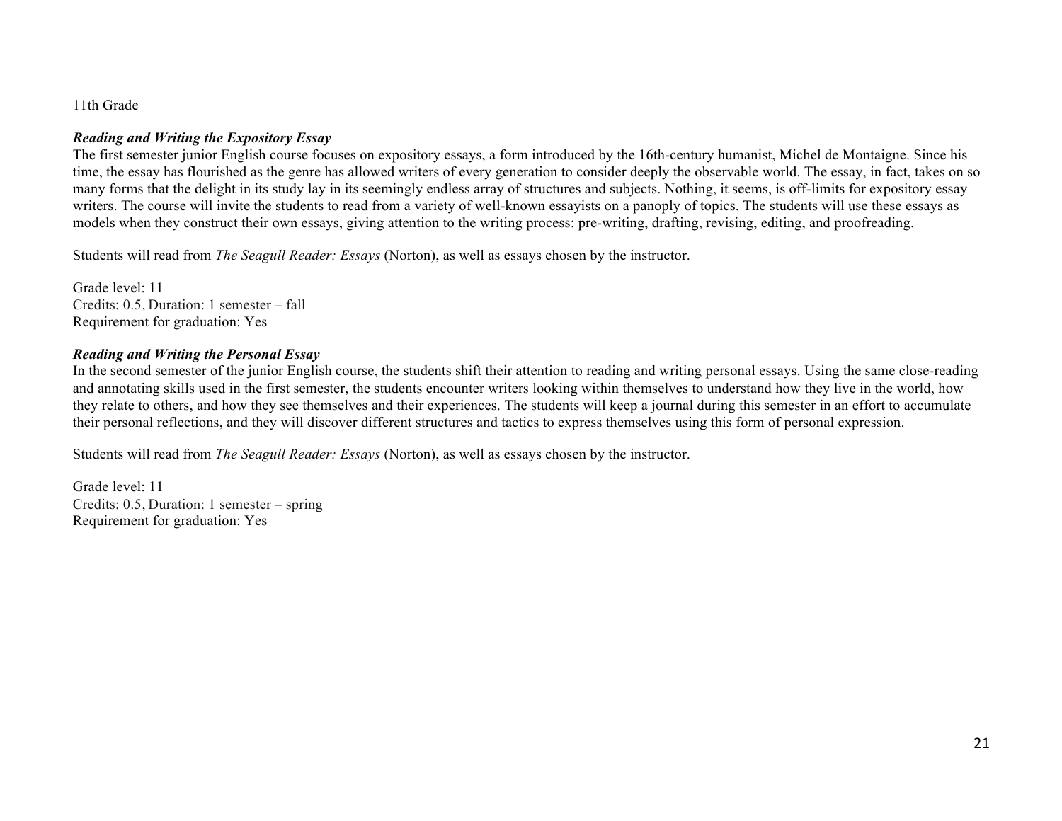11th Grade

***Reading and Writing the Expository Essay***

The first semester junior English course focuses on expository essays, a form introduced by the 16th-century humanist, Michel de Montaigne. Since his time, the essay has flourished as the genre has allowed writers of every generation to consider deeply the observable world. The essay, in fact, takes on so many forms that the delight in its study lay in its seemingly endless array of structures and subjects. Nothing, it seems, is off-limits for expository essay writers. The course will invite the students to read from a variety of well-known essayists on a panoply of topics. The students will use these essays as models when they construct their own essays, giving attention to the writing process: pre-writing, drafting, revising, editing, and proofreading.

Students will read from *The Seagull Reader: Essays* (Norton), as well as essays chosen by the instructor.

Grade level: 11
Credits: 0.5, Duration: 1 semester – fall
Requirement for graduation: Yes

***Reading and Writing the Personal Essay***

In the second semester of the junior English course, the students shift their attention to reading and writing personal essays. Using the same close-reading and annotating skills used in the first semester, the students encounter writers looking within themselves to understand how they live in the world, how they relate to others, and how they see themselves and their experiences. The students will keep a journal during this semester in an effort to accumulate their personal reflections, and they will discover different structures and tactics to express themselves using this form of personal expression.

Students will read from *The Seagull Reader: Essays* (Norton), as well as essays chosen by the instructor.

Grade level: 11
Credits: 0.5, Duration: 1 semester – spring
Requirement for graduation: Yes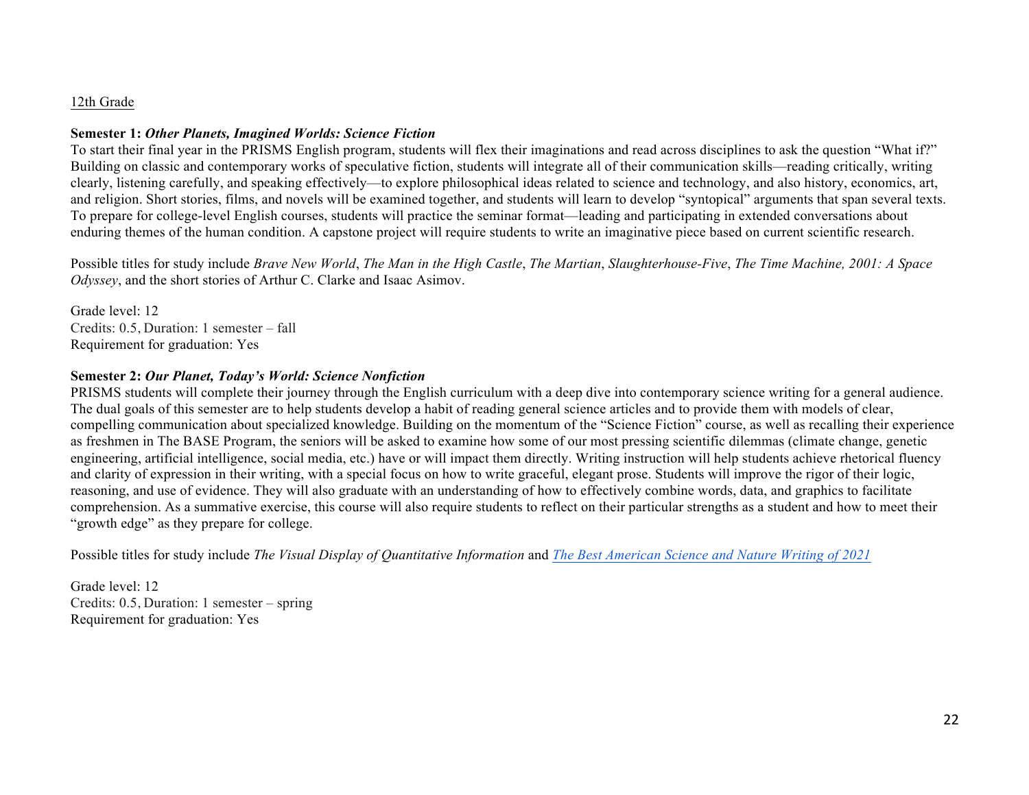12th Grade

**Semester 1: *Other Planets, Imagined Worlds: Science Fiction***

To start their final year in the PRISMS English program, students will flex their imaginations and read across disciplines to ask the question "What if?" Building on classic and contemporary works of speculative fiction, students will integrate all of their communication skills—reading critically, writing clearly, listening carefully, and speaking effectively—to explore philosophical ideas related to science and technology, and also history, economics, art, and religion. Short stories, films, and novels will be examined together, and students will learn to develop "syntopical" arguments that span several texts. To prepare for college-level English courses, students will practice the seminar format—leading and participating in extended conversations about enduring themes of the human condition. A capstone project will require students to write an imaginative piece based on current scientific research.

Possible titles for study include *Brave New World*, *The Man in the High Castle*, *The Martian*, *Slaughterhouse-Five*, *The Time Machine, 2001: A Space Odyssey*, and the short stories of Arthur C. Clarke and Isaac Asimov.

Grade level: 12
Credits: 0.5, Duration: 1 semester – fall
Requirement for graduation: Yes

**Semester 2: *Our Planet, Today's World: Science Nonfiction***

PRISMS students will complete their journey through the English curriculum with a deep dive into contemporary science writing for a general audience. The dual goals of this semester are to help students develop a habit of reading general science articles and to provide them with models of clear, compelling communication about specialized knowledge. Building on the momentum of the "Science Fiction" course, as well as recalling their experience as freshmen in The BASE Program, the seniors will be asked to examine how some of our most pressing scientific dilemmas (climate change, genetic engineering, artificial intelligence, social media, etc.) have or will impact them directly. Writing instruction will help students achieve rhetorical fluency and clarity of expression in their writing, with a special focus on how to write graceful, elegant prose. Students will improve the rigor of their logic, reasoning, and use of evidence. They will also graduate with an understanding of how to effectively combine words, data, and graphics to facilitate comprehension. As a summative exercise, this course will also require students to reflect on their particular strengths as a student and how to meet their "growth edge" as they prepare for college.

Possible titles for study include *The Visual Display of Quantitative Information* and *The Best American Science and Nature Writing of 2021*

Grade level: 12
Credits: 0.5, Duration: 1 semester – spring
Requirement for graduation: Yes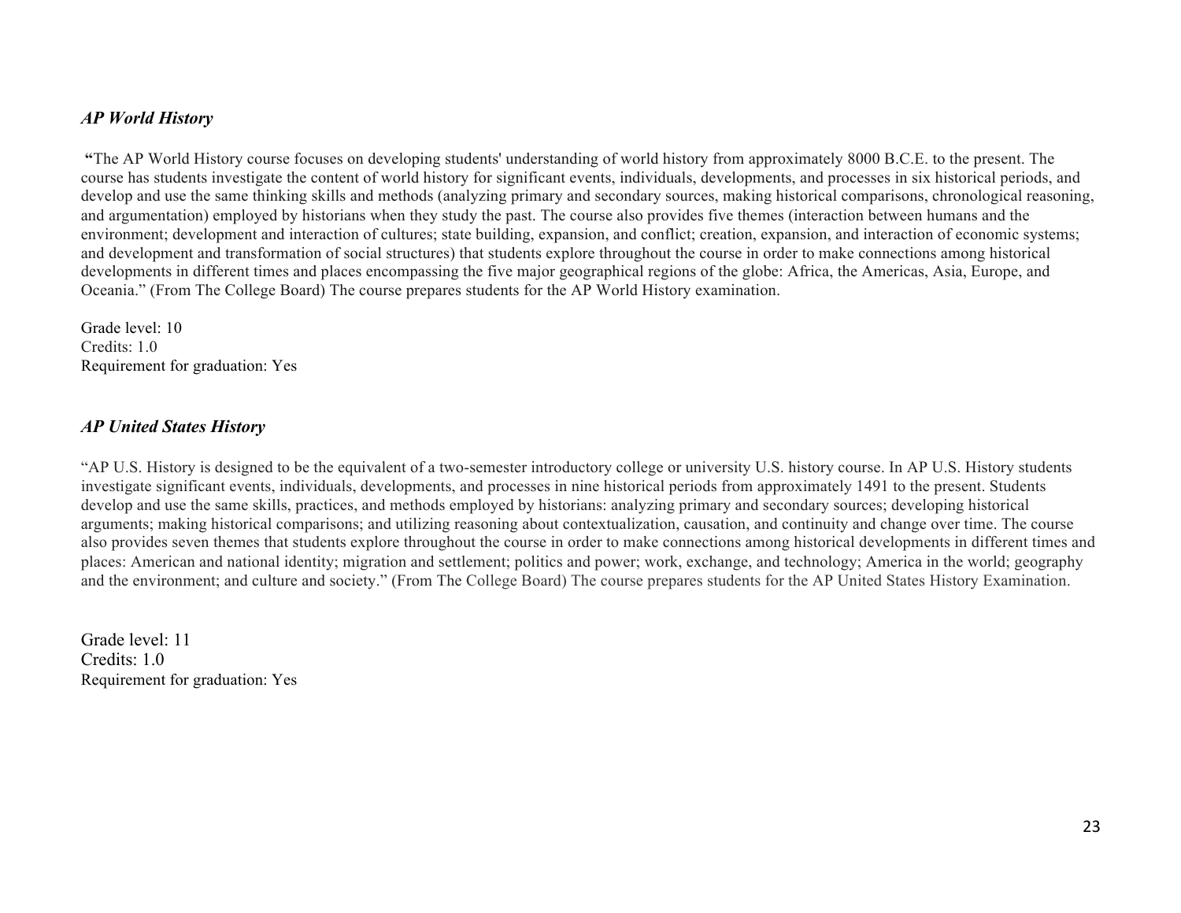### *AP World History*

"The AP World History course focuses on developing students' understanding of world history from approximately 8000 B.C.E. to the present. The course has students investigate the content of world history for significant events, individuals, developments, and processes in six historical periods, and develop and use the same thinking skills and methods (analyzing primary and secondary sources, making historical comparisons, chronological reasoning, and argumentation) employed by historians when they study the past. The course also provides five themes (interaction between humans and the environment; development and interaction of cultures; state building, expansion, and conflict; creation, expansion, and interaction of economic systems; and development and transformation of social structures) that students explore throughout the course in order to make connections among historical developments in different times and places encompassing the five major geographical regions of the globe: Africa, the Americas, Asia, Europe, and Oceania." (From The College Board) The course prepares students for the AP World History examination.

Grade level: 10
Credits: 1.0
Requirement for graduation: Yes

### *AP United States History*

"AP U.S. History is designed to be the equivalent of a two-semester introductory college or university U.S. history course. In AP U.S. History students investigate significant events, individuals, developments, and processes in nine historical periods from approximately 1491 to the present. Students develop and use the same skills, practices, and methods employed by historians: analyzing primary and secondary sources; developing historical arguments; making historical comparisons; and utilizing reasoning about contextualization, causation, and continuity and change over time. The course also provides seven themes that students explore throughout the course in order to make connections among historical developments in different times and places: American and national identity; migration and settlement; politics and power; work, exchange, and technology; America in the world; geography and the environment; and culture and society." (From The College Board) The course prepares students for the AP United States History Examination.

Grade level: 11
Credits: 1.0
Requirement for graduation: Yes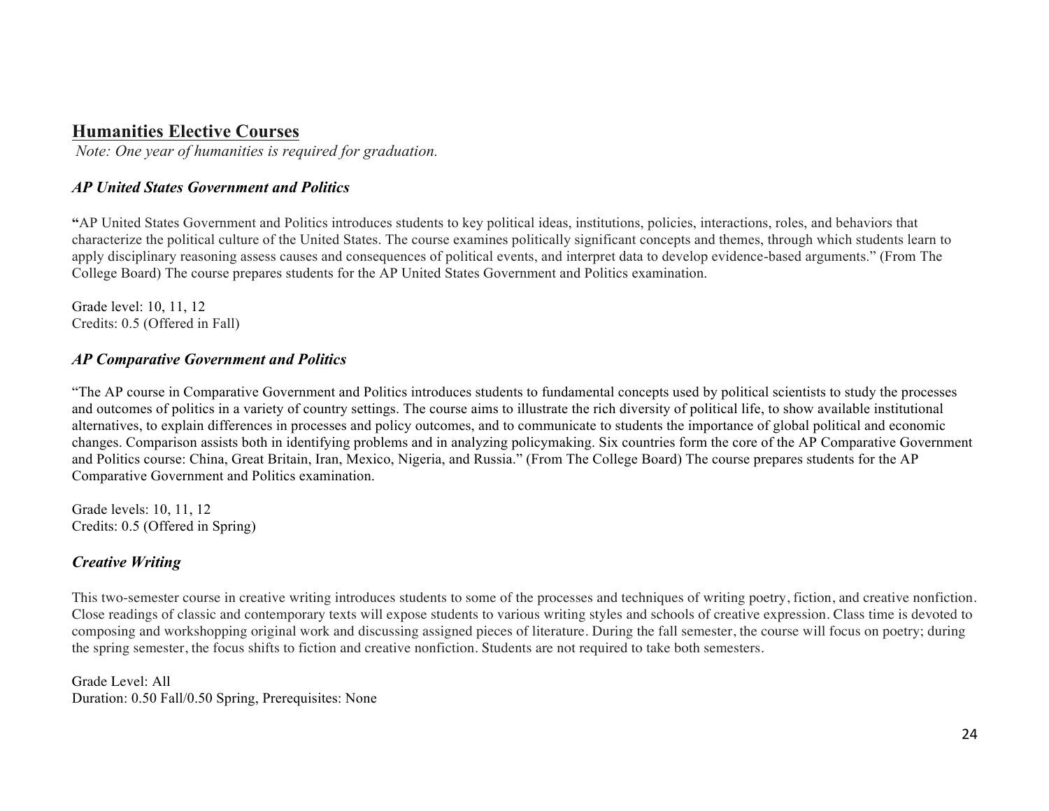## Humanities Elective Courses

*Note: One year of humanities is required for graduation.*

### *AP United States Government and Politics*

**"**AP United States Government and Politics introduces students to key political ideas, institutions, policies, interactions, roles, and behaviors that characterize the political culture of the United States. The course examines politically significant concepts and themes, through which students learn to apply disciplinary reasoning assess causes and consequences of political events, and interpret data to develop evidence-based arguments." (From The College Board) The course prepares students for the AP United States Government and Politics examination.

Grade level: 10, 11, 12
Credits: 0.5 (Offered in Fall)

### *AP Comparative Government and Politics*

"The AP course in Comparative Government and Politics introduces students to fundamental concepts used by political scientists to study the processes and outcomes of politics in a variety of country settings. The course aims to illustrate the rich diversity of political life, to show available institutional alternatives, to explain differences in processes and policy outcomes, and to communicate to students the importance of global political and economic changes. Comparison assists both in identifying problems and in analyzing policymaking. Six countries form the core of the AP Comparative Government and Politics course: China, Great Britain, Iran, Mexico, Nigeria, and Russia." (From The College Board) The course prepares students for the AP Comparative Government and Politics examination.

Grade levels: 10, 11, 12
Credits: 0.5 (Offered in Spring)

### *Creative Writing*

This two-semester course in creative writing introduces students to some of the processes and techniques of writing poetry, fiction, and creative nonfiction. Close readings of classic and contemporary texts will expose students to various writing styles and schools of creative expression. Class time is devoted to composing and workshopping original work and discussing assigned pieces of literature. During the fall semester, the course will focus on poetry; during the spring semester, the focus shifts to fiction and creative nonfiction. Students are not required to take both semesters.

Grade Level: All
Duration: 0.50 Fall/0.50 Spring, Prerequisites: None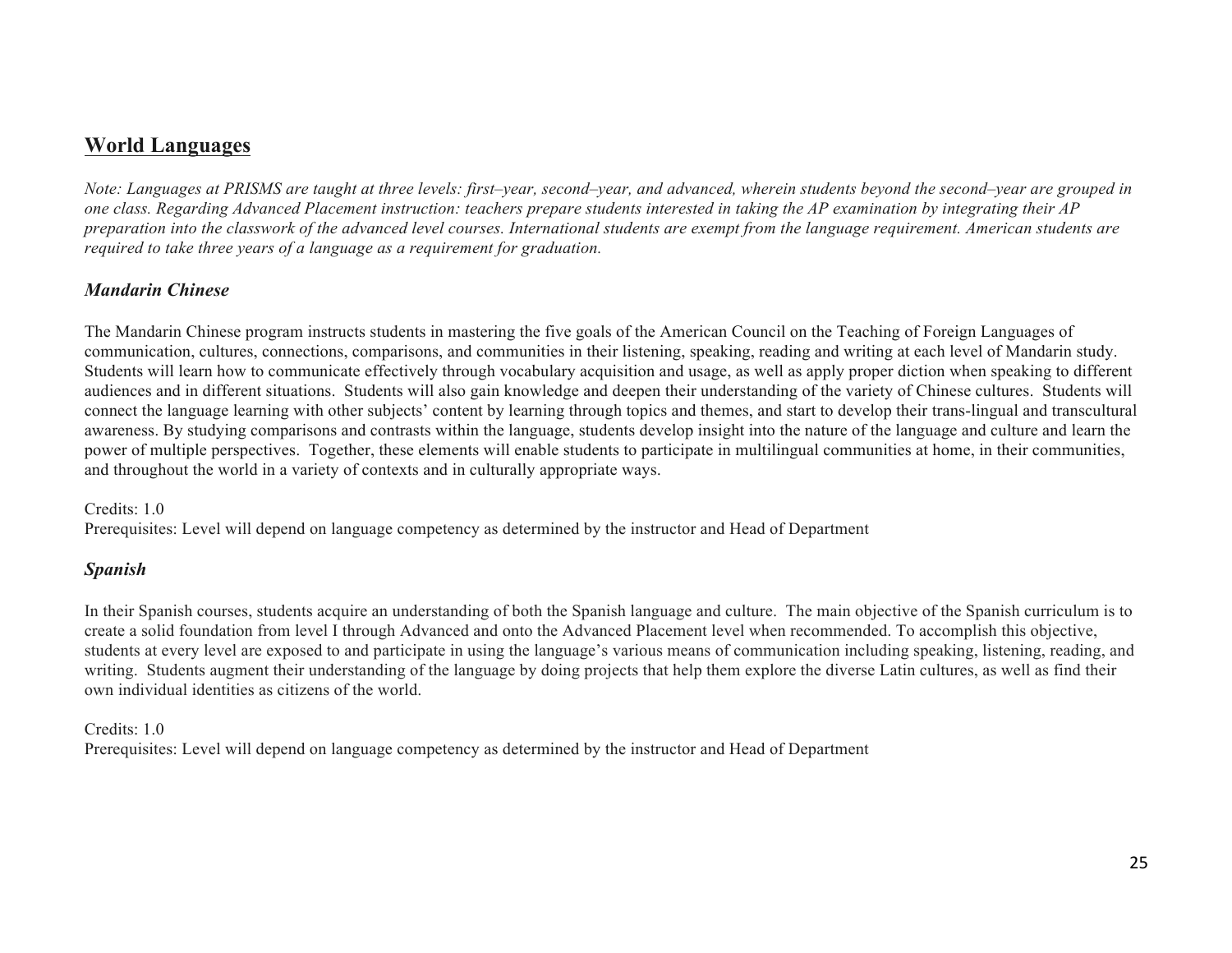## World Languages

*Note: Languages at PRISMS are taught at three levels: first–year, second–year, and advanced, wherein students beyond the second–year are grouped in one class. Regarding Advanced Placement instruction: teachers prepare students interested in taking the AP examination by integrating their AP preparation into the classwork of the advanced level courses. International students are exempt from the language requirement. American students are required to take three years of a language as a requirement for graduation.*

### *Mandarin Chinese*

The Mandarin Chinese program instructs students in mastering the five goals of the American Council on the Teaching of Foreign Languages of communication, cultures, connections, comparisons, and communities in their listening, speaking, reading and writing at each level of Mandarin study. Students will learn how to communicate effectively through vocabulary acquisition and usage, as well as apply proper diction when speaking to different audiences and in different situations. Students will also gain knowledge and deepen their understanding of the variety of Chinese cultures. Students will connect the language learning with other subjects' content by learning through topics and themes, and start to develop their trans-lingual and transcultural awareness. By studying comparisons and contrasts within the language, students develop insight into the nature of the language and culture and learn the power of multiple perspectives. Together, these elements will enable students to participate in multilingual communities at home, in their communities, and throughout the world in a variety of contexts and in culturally appropriate ways.

Credits: 1.0
Prerequisites: Level will depend on language competency as determined by the instructor and Head of Department

### *Spanish*

In their Spanish courses, students acquire an understanding of both the Spanish language and culture. The main objective of the Spanish curriculum is to create a solid foundation from level I through Advanced and onto the Advanced Placement level when recommended. To accomplish this objective, students at every level are exposed to and participate in using the language's various means of communication including speaking, listening, reading, and writing. Students augment their understanding of the language by doing projects that help them explore the diverse Latin cultures, as well as find their own individual identities as citizens of the world.

Credits: 1.0
Prerequisites: Level will depend on language competency as determined by the instructor and Head of Department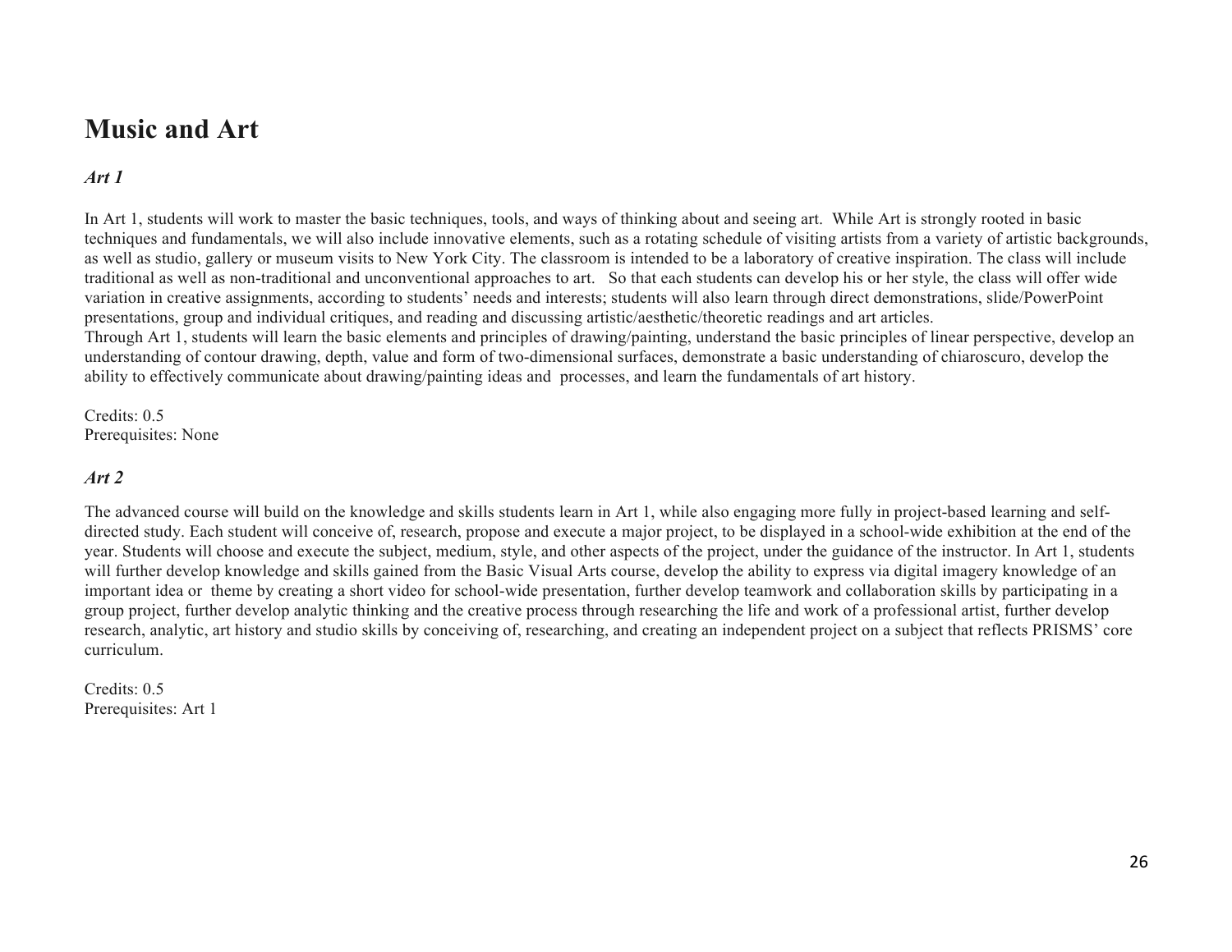# Music and Art

### *Art 1*

In Art 1, students will work to master the basic techniques, tools, and ways of thinking about and seeing art. While Art is strongly rooted in basic techniques and fundamentals, we will also include innovative elements, such as a rotating schedule of visiting artists from a variety of artistic backgrounds, as well as studio, gallery or museum visits to New York City. The classroom is intended to be a laboratory of creative inspiration. The class will include traditional as well as non-traditional and unconventional approaches to art. So that each students can develop his or her style, the class will offer wide variation in creative assignments, according to students' needs and interests; students will also learn through direct demonstrations, slide/PowerPoint presentations, group and individual critiques, and reading and discussing artistic/aesthetic/theoretic readings and art articles.
Through Art 1, students will learn the basic elements and principles of drawing/painting, understand the basic principles of linear perspective, develop an understanding of contour drawing, depth, value and form of two-dimensional surfaces, demonstrate a basic understanding of chiaroscuro, develop the ability to effectively communicate about drawing/painting ideas and processes, and learn the fundamentals of art history.

Credits: 0.5
Prerequisites: None

### *Art 2*

The advanced course will build on the knowledge and skills students learn in Art 1, while also engaging more fully in project-based learning and self-directed study. Each student will conceive of, research, propose and execute a major project, to be displayed in a school-wide exhibition at the end of the year. Students will choose and execute the subject, medium, style, and other aspects of the project, under the guidance of the instructor. In Art 1, students will further develop knowledge and skills gained from the Basic Visual Arts course, develop the ability to express via digital imagery knowledge of an important idea or theme by creating a short video for school-wide presentation, further develop teamwork and collaboration skills by participating in a group project, further develop analytic thinking and the creative process through researching the life and work of a professional artist, further develop research, analytic, art history and studio skills by conceiving of, researching, and creating an independent project on a subject that reflects PRISMS' core curriculum.

Credits: 0.5
Prerequisites: Art 1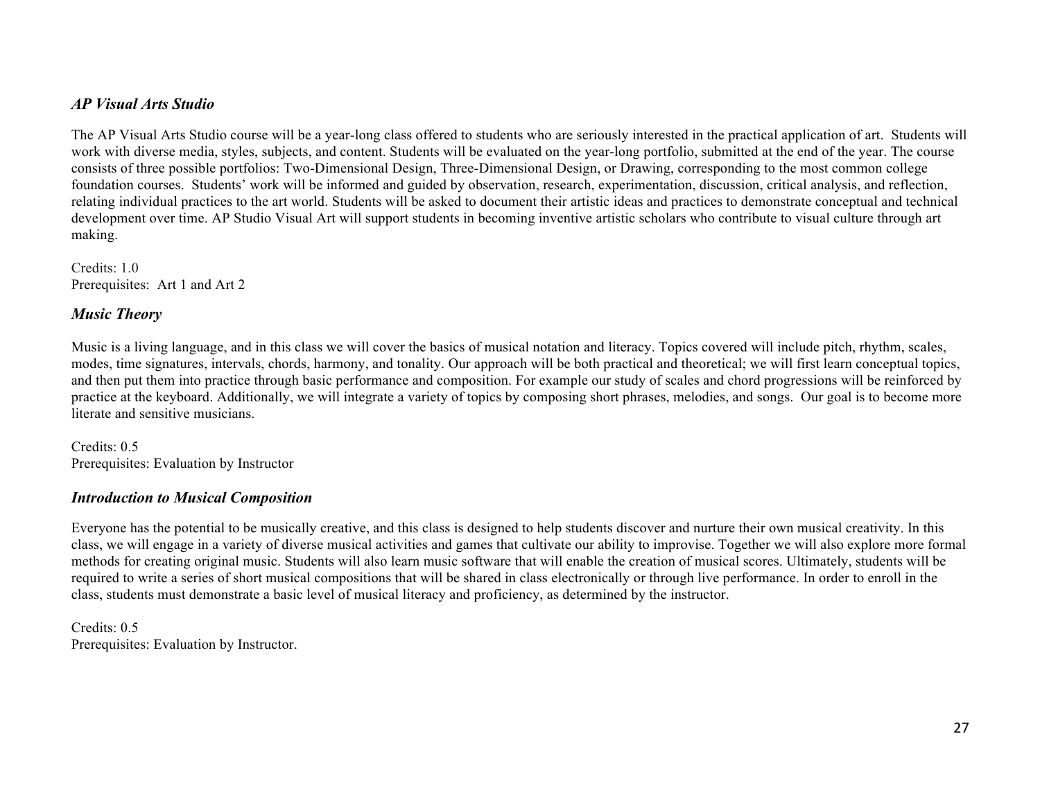### *AP Visual Arts Studio*

The AP Visual Arts Studio course will be a year-long class offered to students who are seriously interested in the practical application of art. Students will work with diverse media, styles, subjects, and content. Students will be evaluated on the year-long portfolio, submitted at the end of the year. The course consists of three possible portfolios: Two-Dimensional Design, Three-Dimensional Design, or Drawing, corresponding to the most common college foundation courses. Students' work will be informed and guided by observation, research, experimentation, discussion, critical analysis, and reflection, relating individual practices to the art world. Students will be asked to document their artistic ideas and practices to demonstrate conceptual and technical development over time. AP Studio Visual Art will support students in becoming inventive artistic scholars who contribute to visual culture through art making.

Credits: 1.0
Prerequisites: Art 1 and Art 2

### *Music Theory*

Music is a living language, and in this class we will cover the basics of musical notation and literacy. Topics covered will include pitch, rhythm, scales, modes, time signatures, intervals, chords, harmony, and tonality. Our approach will be both practical and theoretical; we will first learn conceptual topics, and then put them into practice through basic performance and composition. For example our study of scales and chord progressions will be reinforced by practice at the keyboard. Additionally, we will integrate a variety of topics by composing short phrases, melodies, and songs. Our goal is to become more literate and sensitive musicians.

Credits: 0.5
Prerequisites: Evaluation by Instructor

### *Introduction to Musical Composition*

Everyone has the potential to be musically creative, and this class is designed to help students discover and nurture their own musical creativity. In this class, we will engage in a variety of diverse musical activities and games that cultivate our ability to improvise. Together we will also explore more formal methods for creating original music. Students will also learn music software that will enable the creation of musical scores. Ultimately, students will be required to write a series of short musical compositions that will be shared in class electronically or through live performance. In order to enroll in the class, students must demonstrate a basic level of musical literacy and proficiency, as determined by the instructor.

Credits: 0.5
Prerequisites: Evaluation by Instructor.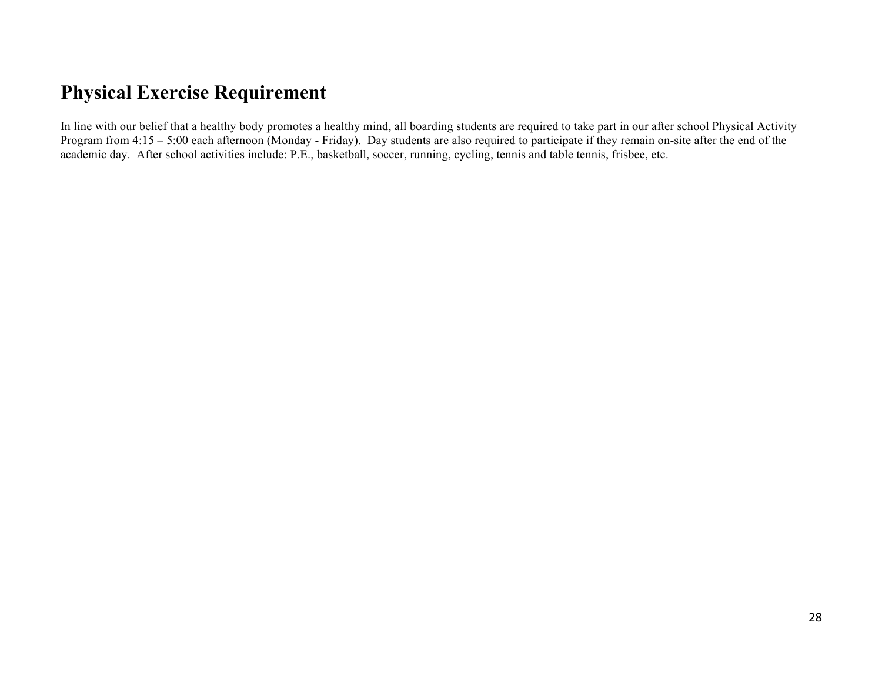## Physical Exercise Requirement

In line with our belief that a healthy body promotes a healthy mind, all boarding students are required to take part in our after school Physical Activity Program from 4:15 – 5:00 each afternoon (Monday - Friday). Day students are also required to participate if they remain on-site after the end of the academic day. After school activities include: P.E., basketball, soccer, running, cycling, tennis and table tennis, frisbee, etc.